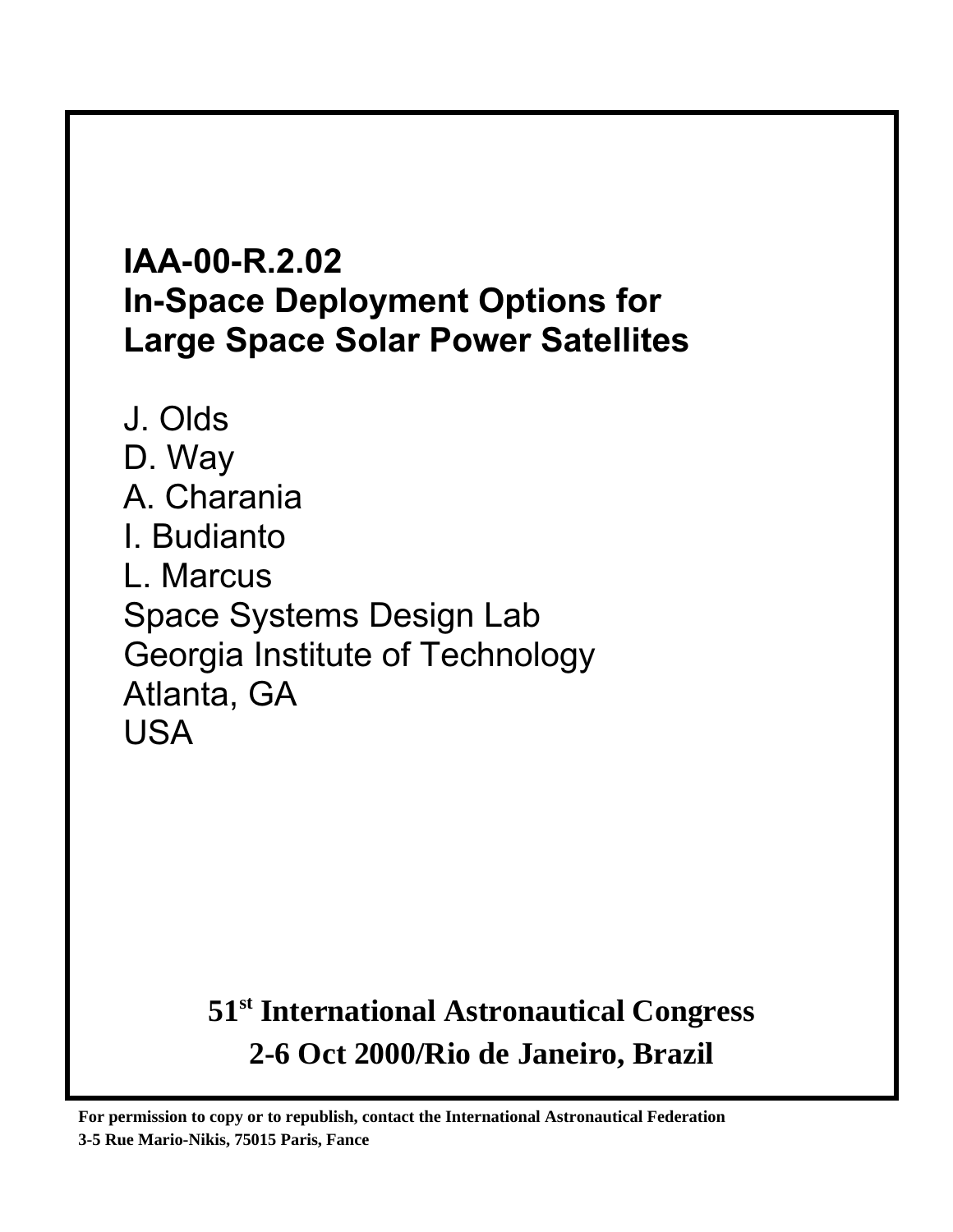# IAA-00-R.2.02
# In-Space Deployment Options for Large Space Solar Power Satellites

J. Olds
D. Way
A. Charania
I. Budianto
L. Marcus
Space Systems Design Lab
Georgia Institute of Technology
Atlanta, GA
USA

**51st International Astronautical Congress**
**2-6 Oct 2000/Rio de Janeiro, Brazil**

**For permission to copy or to republish, contact the International Astronautical Federation**
**3-5 Rue Mario-Nikis, 75015 Paris, Fance**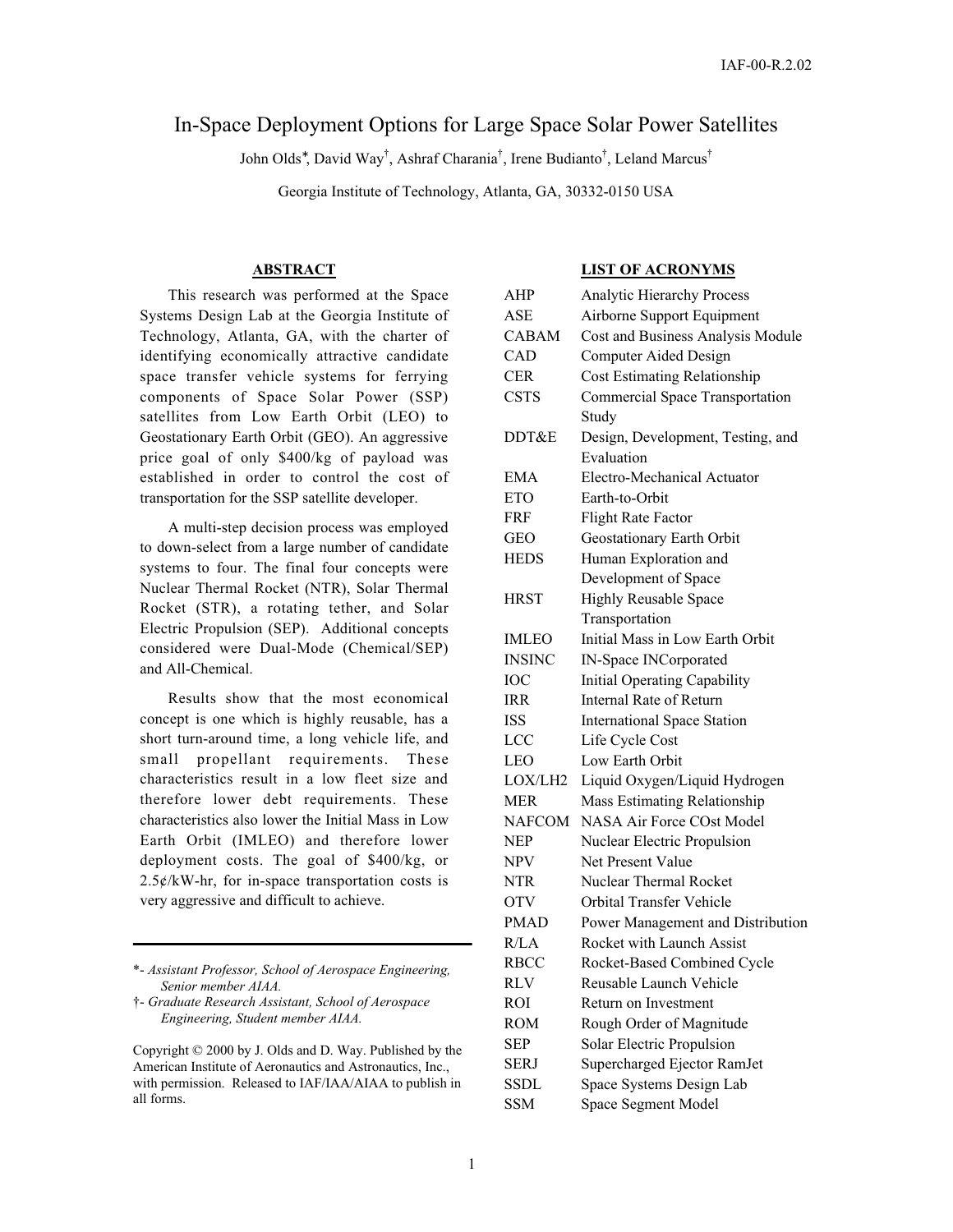#### In-Space Deployment Options for Large Space Solar Power Satellites

John Olds*, David Way†, Ashraf Charania†, Irene Budianto†, Leland Marcus†

Georgia Institute of Technology, Atlanta, GA, 30332-0150 USA

## ABSTRACT

This research was performed at the Space Systems Design Lab at the Georgia Institute of Technology, Atlanta, GA, with the charter of identifying economically attractive candidate space transfer vehicle systems for ferrying components of Space Solar Power (SSP) satellites from Low Earth Orbit (LEO) to Geostationary Earth Orbit (GEO). An aggressive price goal of only $400/kg of payload was established in order to control the cost of transportation for the SSP satellite developer.

A multi-step decision process was employed to down-select from a large number of candidate systems to four. The final four concepts were Nuclear Thermal Rocket (NTR), Solar Thermal Rocket (STR), a rotating tether, and Solar Electric Propulsion (SEP). Additional concepts considered were Dual-Mode (Chemical/SEP) and All-Chemical.

Results show that the most economical concept is one which is highly reusable, has a short turn-around time, a long vehicle life, and small propellant requirements. These characteristics result in a low fleet size and therefore lower debt requirements. These characteristics also lower the Initial Mass in Low Earth Orbit (IMLEO) and therefore lower deployment costs. The goal of $400/kg, or 2.5¢/kW-hr, for in-space transportation costs is very aggressive and difficult to achieve.

\*- *Assistant Professor, School of Aerospace Engineering, Senior member AIAA.*

†- *Graduate Research Assistant, School of Aerospace Engineering, Student member AIAA.*

Copyright © 2000 by J. Olds and D. Way. Published by the American Institute of Aeronautics and Astronautics, Inc., with permission. Released to IAF/IAA/AIAA to publish in all forms.

## LIST OF ACRONYMS

| | |
|---|---|
| AHP | Analytic Hierarchy Process |
| ASE | Airborne Support Equipment |
| CABAM | Cost and Business Analysis Module |
| CAD | Computer Aided Design |
| CER | Cost Estimating Relationship |
| CSTS | Commercial Space Transportation Study |
| DDT&E | Design, Development, Testing, and Evaluation |
| EMA | Electro-Mechanical Actuator |
| ETO | Earth-to-Orbit |
| FRF | Flight Rate Factor |
| GEO | Geostationary Earth Orbit |
| HEDS | Human Exploration and Development of Space |
| HRST | Highly Reusable Space Transportation |
| IMLEO | Initial Mass in Low Earth Orbit |
| INSINC | IN-Space INCorporated |
| IOC | Initial Operating Capability |
| IRR | Internal Rate of Return |
| ISS | International Space Station |
| LCC | Life Cycle Cost |
| LEO | Low Earth Orbit |
| LOX/LH2 | Liquid Oxygen/Liquid Hydrogen |
| MER | Mass Estimating Relationship |
| NAFCOM | NASA Air Force COst Model |
| NEP | Nuclear Electric Propulsion |
| NPV | Net Present Value |
| NTR | Nuclear Thermal Rocket |
| OTV | Orbital Transfer Vehicle |
| PMAD | Power Management and Distribution |
| R/LA | Rocket with Launch Assist |
| RBCC | Rocket-Based Combined Cycle |
| RLV | Reusable Launch Vehicle |
| ROI | Return on Investment |
| ROM | Rough Order of Magnitude |
| SEP | Solar Electric Propulsion |
| SERJ | Supercharged Ejector RamJet |
| SSDL | Space Systems Design Lab |
| SSM | Space Segment Model |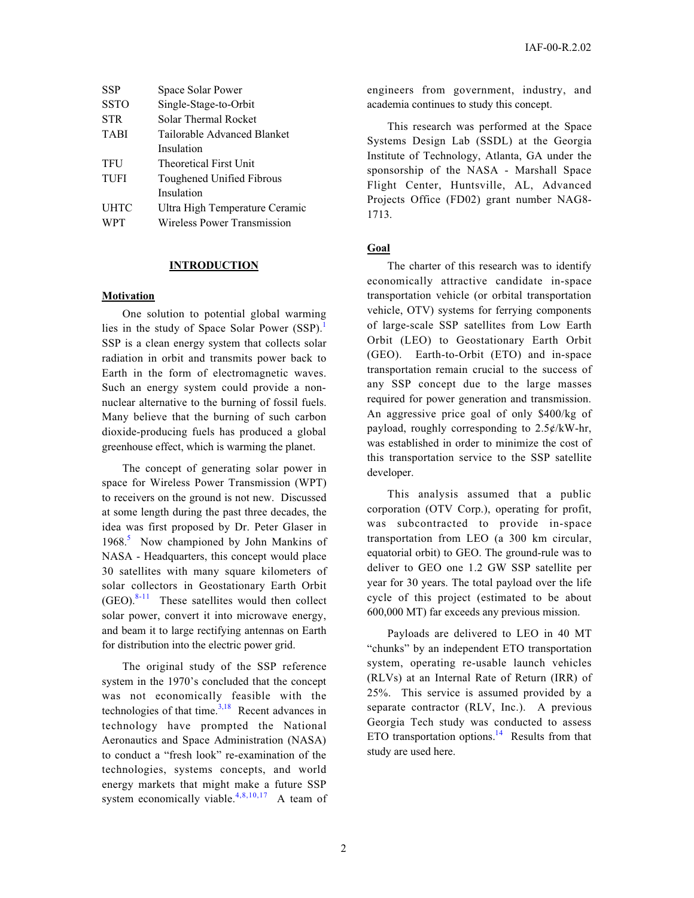| | |
|---|---|
| SSP | Space Solar Power |
| SSTO | Single-Stage-to-Orbit |
| STR | Solar Thermal Rocket |
| TABI | Tailorable Advanced Blanket Insulation |
| TFU | Theoretical First Unit |
| TUFI | Toughened Unified Fibrous Insulation |
| UHTC | Ultra High Temperature Ceramic |
| WPT | Wireless Power Transmission |

## INTRODUCTION

### Motivation

One solution to potential global warming lies in the study of Space Solar Power (SSP).[1] SSP is a clean energy system that collects solar radiation in orbit and transmits power back to Earth in the form of electromagnetic waves. Such an energy system could provide a non-nuclear alternative to the burning of fossil fuels. Many believe that the burning of such carbon dioxide-producing fuels has produced a global greenhouse effect, which is warming the planet.

The concept of generating solar power in space for Wireless Power Transmission (WPT) to receivers on the ground is not new. Discussed at some length during the past three decades, the idea was first proposed by Dr. Peter Glaser in 1968.[5] Now championed by John Mankins of NASA - Headquarters, this concept would place 30 satellites with many square kilometers of solar collectors in Geostationary Earth Orbit (GEO).[8-11] These satellites would then collect solar power, convert it into microwave energy, and beam it to large rectifying antennas on Earth for distribution into the electric power grid.

The original study of the SSP reference system in the 1970's concluded that the concept was not economically feasible with the technologies of that time.[3,18] Recent advances in technology have prompted the National Aeronautics and Space Administration (NASA) to conduct a "fresh look" re-examination of the technologies, systems concepts, and world energy markets that might make a future SSP system economically viable.[4,8,10,17] A team of engineers from government, industry, and academia continues to study this concept.

This research was performed at the Space Systems Design Lab (SSDL) at the Georgia Institute of Technology, Atlanta, GA under the sponsorship of the NASA - Marshall Space Flight Center, Huntsville, AL, Advanced Projects Office (FD02) grant number NAG8-1713.

### Goal

The charter of this research was to identify economically attractive candidate in-space transportation vehicle (or orbital transportation vehicle, OTV) systems for ferrying components of large-scale SSP satellites from Low Earth Orbit (LEO) to Geostationary Earth Orbit (GEO). Earth-to-Orbit (ETO) and in-space transportation remain crucial to the success of any SSP concept due to the large masses required for power generation and transmission. An aggressive price goal of only \$400/kg of payload, roughly corresponding to 2.5¢/kW-hr, was established in order to minimize the cost of this transportation service to the SSP satellite developer.

This analysis assumed that a public corporation (OTV Corp.), operating for profit, was subcontracted to provide in-space transportation from LEO (a 300 km circular, equatorial orbit) to GEO. The ground-rule was to deliver to GEO one 1.2 GW SSP satellite per year for 30 years. The total payload over the life cycle of this project (estimated to be about 600,000 MT) far exceeds any previous mission.

Payloads are delivered to LEO in 40 MT "chunks" by an independent ETO transportation system, operating re-usable launch vehicles (RLVs) at an Internal Rate of Return (IRR) of 25%. This service is assumed provided by a separate contractor (RLV, Inc.). A previous Georgia Tech study was conducted to assess ETO transportation options.[14] Results from that study are used here.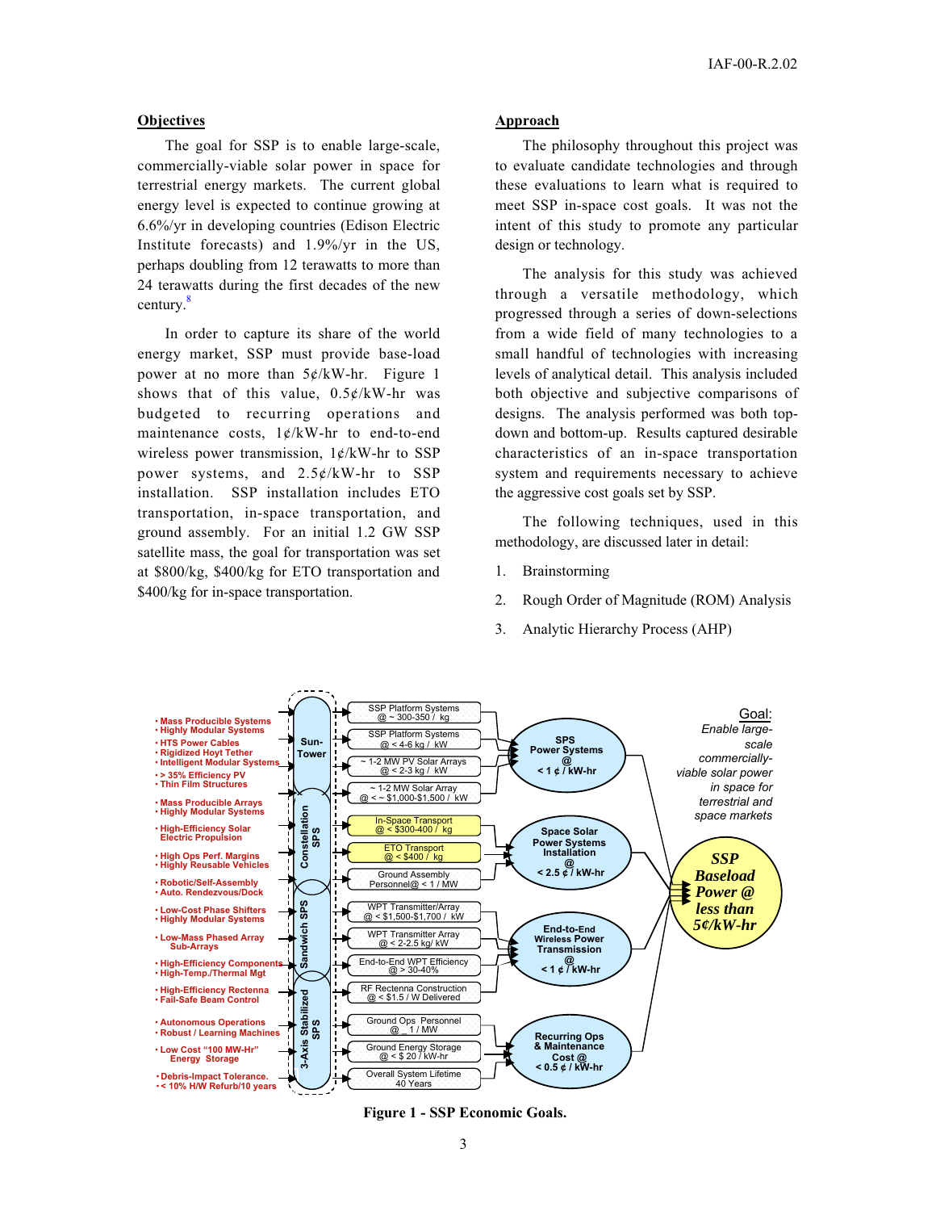## Objectives

The goal for SSP is to enable large-scale, commercially-viable solar power in space for terrestrial energy markets. The current global energy level is expected to continue growing at 6.6%/yr in developing countries (Edison Electric Institute forecasts) and 1.9%/yr in the US, perhaps doubling from 12 terawatts to more than 24 terawatts during the first decades of the new century.[8]

In order to capture its share of the world energy market, SSP must provide base-load power at no more than 5¢/kW-hr. Figure 1 shows that of this value, 0.5¢/kW-hr was budgeted to recurring operations and maintenance costs, 1¢/kW-hr to end-to-end wireless power transmission, 1¢/kW-hr to SSP power systems, and 2.5¢/kW-hr to SSP installation. SSP installation includes ETO transportation, in-space transportation, and ground assembly. For an initial 1.2 GW SSP satellite mass, the goal for transportation was set at \$800/kg, \$400/kg for ETO transportation and \$400/kg for in-space transportation.

## Approach

The philosophy throughout this project was to evaluate candidate technologies and through these evaluations to learn what is required to meet SSP in-space cost goals. It was not the intent of this study to promote any particular design or technology.

The analysis for this study was achieved through a versatile methodology, which progressed through a series of down-selections from a wide field of many technologies to a small handful of technologies with increasing levels of analytical detail. This analysis included both objective and subjective comparisons of designs. The analysis performed was both top-down and bottom-up. Results captured desirable characteristics of an in-space transportation system and requirements necessary to achieve the aggressive cost goals set by SSP.

The following techniques, used in this methodology, are discussed later in detail:

1. Brainstorming
2. Rough Order of Magnitude (ROM) Analysis
3. Analytic Hierarchy Process (AHP)

• Mass Producible Systems
• Highly Modular Systems
• HTS Power Cables
• Rigidized Hoyt Tether
• Intelligent Modular Systems
• > 35% Efficiency PV
• Thin Film Structures
• Mass Producible Arrays
• Highly Modular Systems
• High-Efficiency Solar Electric Propulsion
• High Ops Perf. Margins
• Highly Reusable Vehicles
• Robotic/Self-Assembly
• Auto. Rendezvous/Dock
• Low-Cost Phase Shifters
• Highly Modular Systems
• Low-Mass Phased Array Sub-Arrays
• High-Efficiency Components
• High-Temp./Thermal Mgt
• High-Efficiency Rectenna
• Fail-Safe Beam Control
• Autonomous Operations
• Robust / Learning Machines
• Low Cost "100 MW-Hr" Energy Storage
• Debris-Impact Tolerance.
• < 10% H/W Refurb/10 years

Sun-Tower
Constellation SPS
Sandwich SPS
3-Axis Stabilized SPS

SSP Platform Systems @ ~ 300-350 / kg
SSP Platform Systems @ < 4-6 kg / kW
~ 1-2 MW PV Solar Arrays @ < 2-3 kg / kW
~ 1-2 MW Solar Array @ < ~ \$1,000-\$1,500 / kW
In-Space Transport @ < \$300-400 / kg
ETO Transport @ < \$400 / kg
Ground Assembly Personnel @ < 1 / MW
WPT Transmitter/Array @ < \$1,500-\$1,700 / kW
WPT Transmitter Array @ < 2-2.5 kg/ kW
End-to-End WPT Efficiency @ > 30-40%
RF Rectenna Construction @ < \$1.5 / W Delivered
Ground Ops Personnel @ 1 / MW
Ground Energy Storage @ < \$ 20 / kW-hr
Overall System Lifetime 40 Years

SPS Power Systems @ < 1 ¢ / kW-hr
Space Solar Power Systems Installation @ < 2.5 ¢ / kW-hr
End-to-End Wireless Power Transmission @ < 1 ¢ / kW-hr
Recurring Ops & Maintenance Cost @ < 0.5 ¢ / kW-hr

SSP Baseload Power @ less than 5¢/kW-hr

Goal: Enable large-scale commercially-viable solar power in space for terrestrial and space markets

**Figure 1 - SSP Economic Goals.**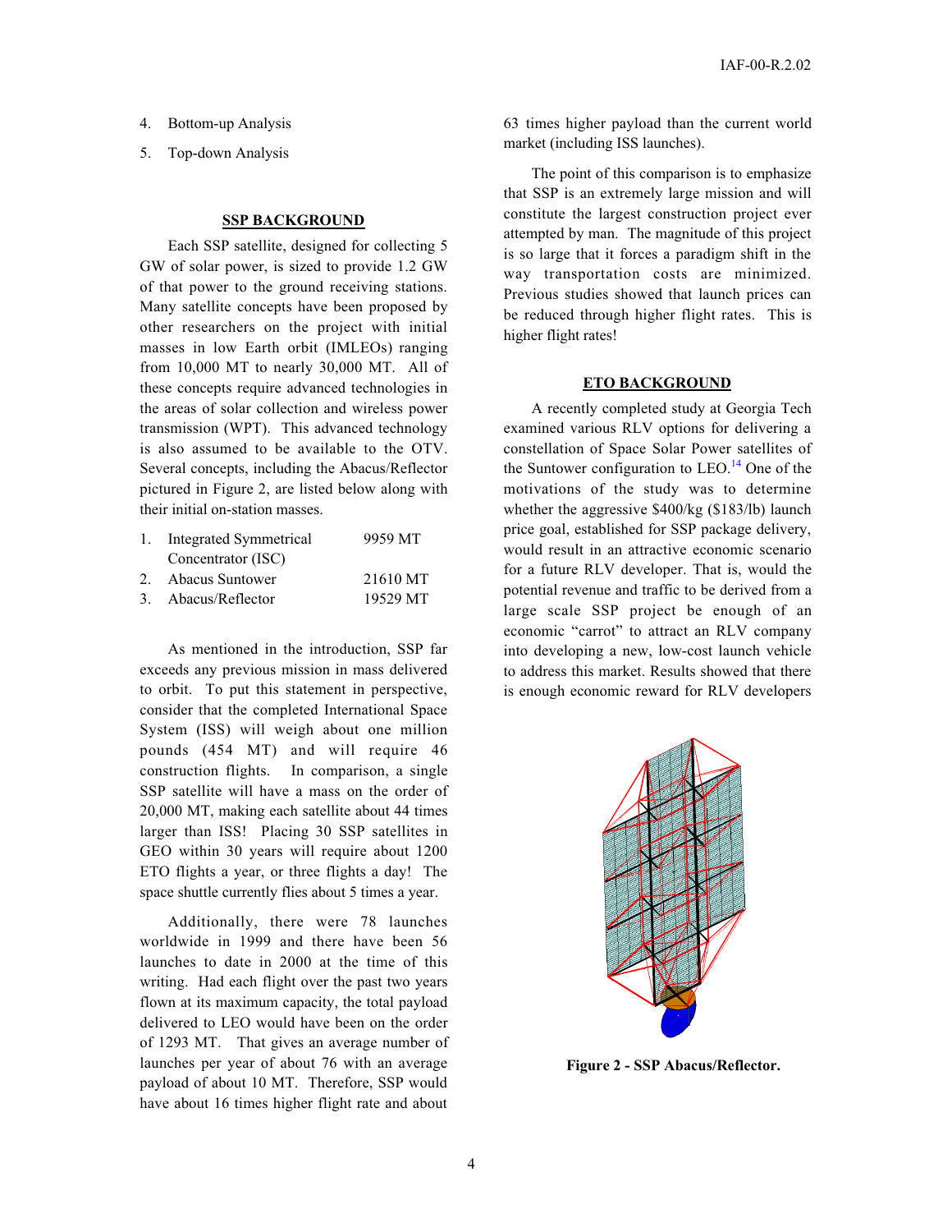4. Bottom-up Analysis
5. Top-down Analysis

## SSP BACKGROUND

Each SSP satellite, designed for collecting 5 GW of solar power, is sized to provide 1.2 GW of that power to the ground receiving stations. Many satellite concepts have been proposed by other researchers on the project with initial masses in low Earth orbit (IMLEOs) ranging from 10,000 MT to nearly 30,000 MT. All of these concepts require advanced technologies in the areas of solar collection and wireless power transmission (WPT). This advanced technology is also assumed to be available to the OTV. Several concepts, including the Abacus/Reflector pictured in Figure 2, are listed below along with their initial on-station masses.

| | | |
|---|---|---|
| 1. | Integrated Symmetrical Concentrator (ISC) | 9959 MT |
| 2. | Abacus Suntower | 21610 MT |
| 3. | Abacus/Reflector | 19529 MT |

As mentioned in the introduction, SSP far exceeds any previous mission in mass delivered to orbit. To put this statement in perspective, consider that the completed International Space System (ISS) will weigh about one million pounds (454 MT) and will require 46 construction flights. In comparison, a single SSP satellite will have a mass on the order of 20,000 MT, making each satellite about 44 times larger than ISS! Placing 30 SSP satellites in GEO within 30 years will require about 1200 ETO flights a year, or three flights a day! The space shuttle currently flies about 5 times a year.

Additionally, there were 78 launches worldwide in 1999 and there have been 56 launches to date in 2000 at the time of this writing. Had each flight over the past two years flown at its maximum capacity, the total payload delivered to LEO would have been on the order of 1293 MT. That gives an average number of launches per year of about 76 with an average payload of about 10 MT. Therefore, SSP would have about 16 times higher flight rate and about 63 times higher payload than the current world market (including ISS launches).

The point of this comparison is to emphasize that SSP is an extremely large mission and will constitute the largest construction project ever attempted by man. The magnitude of this project is so large that it forces a paradigm shift in the way transportation costs are minimized. Previous studies showed that launch prices can be reduced through higher flight rates. This is higher flight rates!

## ETO BACKGROUND

A recently completed study at Georgia Tech examined various RLV options for delivering a constellation of Space Solar Power satellites of the Suntower configuration to LEO.[14] One of the motivations of the study was to determine whether the aggressive $400/kg ($183/lb) launch price goal, established for SSP package delivery, would result in an attractive economic scenario for a future RLV developer. That is, would the potential revenue and traffic to be derived from a large scale SSP project be enough of an economic "carrot" to attract an RLV company into developing a new, low-cost launch vehicle to address this market. Results showed that there is enough economic reward for RLV developers

**Figure 2 - SSP Abacus/Reflector.**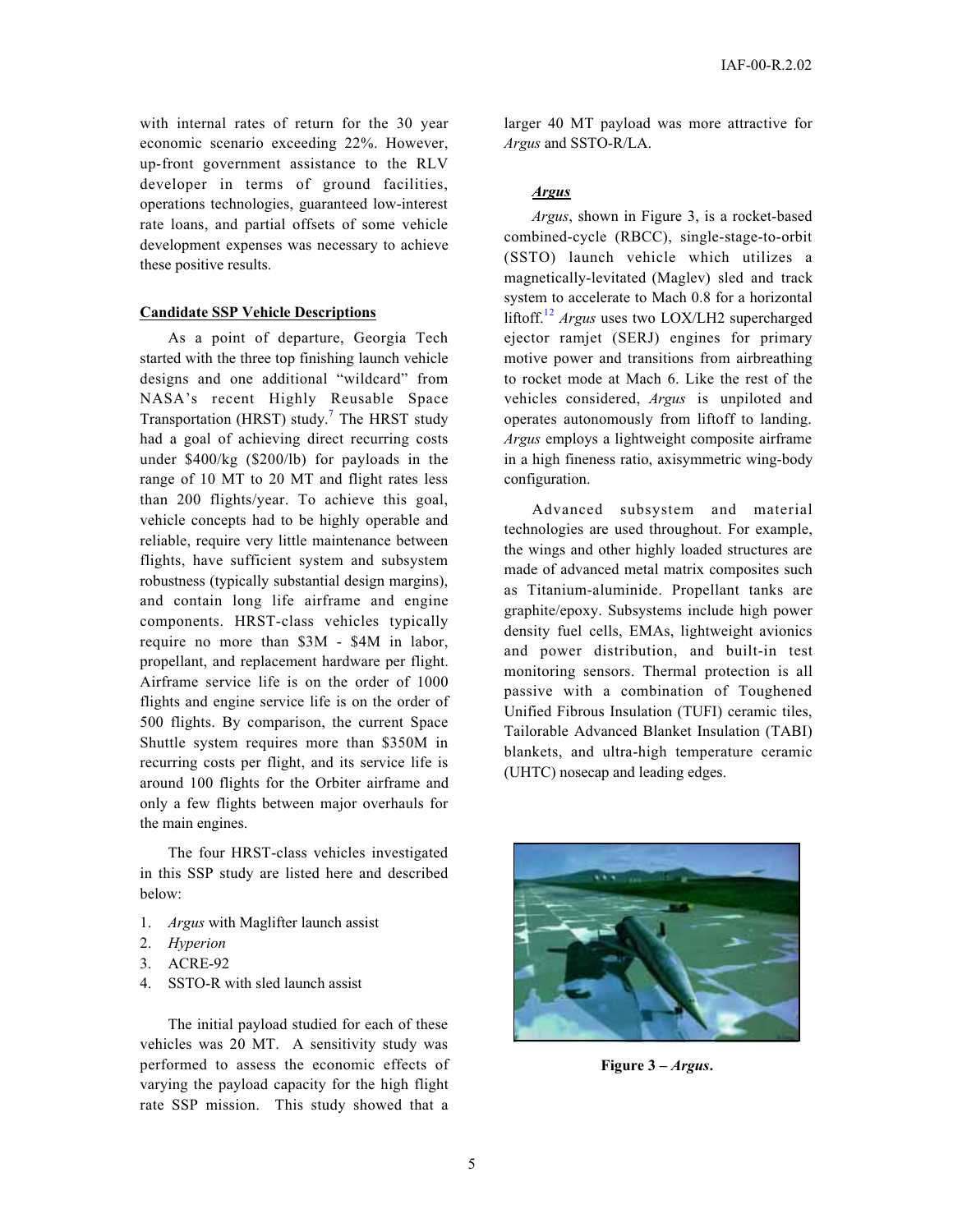with internal rates of return for the 30 year economic scenario exceeding 22%. However, up-front government assistance to the RLV developer in terms of ground facilities, operations technologies, guaranteed low-interest rate loans, and partial offsets of some vehicle development expenses was necessary to achieve these positive results.

**Candidate SSP Vehicle Descriptions**

As a point of departure, Georgia Tech started with the three top finishing launch vehicle designs and one additional "wildcard" from NASA's recent Highly Reusable Space Transportation (HRST) study.[7] The HRST study had a goal of achieving direct recurring costs under $400/kg ($200/lb) for payloads in the range of 10 MT to 20 MT and flight rates less than 200 flights/year. To achieve this goal, vehicle concepts had to be highly operable and reliable, require very little maintenance between flights, have sufficient system and subsystem robustness (typically substantial design margins), and contain long life airframe and engine components. HRST-class vehicles typically require no more than $3M - $4M in labor, propellant, and replacement hardware per flight. Airframe service life is on the order of 1000 flights and engine service life is on the order of 500 flights. By comparison, the current Space Shuttle system requires more than $350M in recurring costs per flight, and its service life is around 100 flights for the Orbiter airframe and only a few flights between major overhauls for the main engines.

The four HRST-class vehicles investigated in this SSP study are listed here and described below:

1. *Argus* with Maglifter launch assist
2. *Hyperion*
3. ACRE-92
4. SSTO-R with sled launch assist

The initial payload studied for each of these vehicles was 20 MT. A sensitivity study was performed to assess the economic effects of varying the payload capacity for the high flight rate SSP mission. This study showed that a larger 40 MT payload was more attractive for *Argus* and SSTO-R/LA.

***Argus***

*Argus*, shown in Figure 3, is a rocket-based combined-cycle (RBCC), single-stage-to-orbit (SSTO) launch vehicle which utilizes a magnetically-levitated (Maglev) sled and track system to accelerate to Mach 0.8 for a horizontal liftoff.[12] *Argus* uses two LOX/LH2 supercharged ejector ramjet (SERJ) engines for primary motive power and transitions from airbreathing to rocket mode at Mach 6. Like the rest of the vehicles considered, *Argus* is unpiloted and operates autonomously from liftoff to landing. *Argus* employs a lightweight composite airframe in a high fineness ratio, axisymmetric wing-body configuration.

Advanced subsystem and material technologies are used throughout. For example, the wings and other highly loaded structures are made of advanced metal matrix composites such as Titanium-aluminide. Propellant tanks are graphite/epoxy. Subsystems include high power density fuel cells, EMAs, lightweight avionics and power distribution, and built-in test monitoring sensors. Thermal protection is all passive with a combination of Toughened Unified Fibrous Insulation (TUFI) ceramic tiles, Tailorable Advanced Blanket Insulation (TABI) blankets, and ultra-high temperature ceramic (UHTC) nosecap and leading edges.

**Figure 3 – *Argus*.**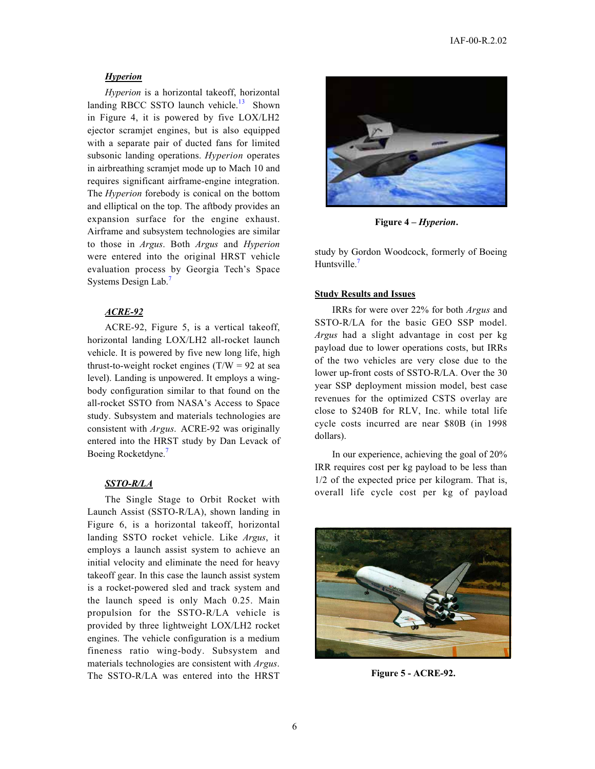### *Hyperion*

*Hyperion* is a horizontal takeoff, horizontal landing RBCC SSTO launch vehicle.[13] Shown in Figure 4, it is powered by five LOX/LH2 ejector scramjet engines, but is also equipped with a separate pair of ducted fans for limited subsonic landing operations. *Hyperion* operates in airbreathing scramjet mode up to Mach 10 and requires significant airframe-engine integration. The *Hyperion* forebody is conical on the bottom and elliptical on the top. The aftbody provides an expansion surface for the engine exhaust. Airframe and subsystem technologies are similar to those in *Argus*. Both *Argus* and *Hyperion* were entered into the original HRST vehicle evaluation process by Georgia Tech's Space Systems Design Lab.[7]

**Figure 4 – *Hyperion*.**

### *ACRE-92*

ACRE-92, Figure 5, is a vertical takeoff, horizontal landing LOX/LH2 all-rocket launch vehicle. It is powered by five new long life, high thrust-to-weight rocket engines (T/W = 92 at sea level). Landing is unpowered. It employs a wing-body configuration similar to that found on the all-rocket SSTO from NASA's Access to Space study. Subsystem and materials technologies are consistent with *Argus*. ACRE-92 was originally entered into the HRST study by Dan Levack of Boeing Rocketdyne.[7]

### *SSTO-R/LA*

The Single Stage to Orbit Rocket with Launch Assist (SSTO-R/LA), shown landing in Figure 6, is a horizontal takeoff, horizontal landing SSTO rocket vehicle. Like *Argus*, it employs a launch assist system to achieve an initial velocity and eliminate the need for heavy takeoff gear. In this case the launch assist system is a rocket-powered sled and track system and the launch speed is only Mach 0.25. Main propulsion for the SSTO-R/LA vehicle is provided by three lightweight LOX/LH2 rocket engines. The vehicle configuration is a medium fineness ratio wing-body. Subsystem and materials technologies are consistent with *Argus*. The SSTO-R/LA was entered into the HRST study by Gordon Woodcock, formerly of Boeing Huntsville.[7]

## Study Results and Issues

IRRs for were over 22% for both *Argus* and SSTO-R/LA for the basic GEO SSP model. *Argus* had a slight advantage in cost per kg payload due to lower operations costs, but IRRs of the two vehicles are very close due to the lower up-front costs of SSTO-R/LA. Over the 30 year SSP deployment mission model, best case revenues for the optimized CSTS overlay are close to $240B for RLV, Inc. while total life cycle costs incurred are near $80B (in 1998 dollars).

In our experience, achieving the goal of 20% IRR requires cost per kg payload to be less than 1/2 of the expected price per kilogram. That is, overall life cycle cost per kg of payload

**Figure 5 - ACRE-92.**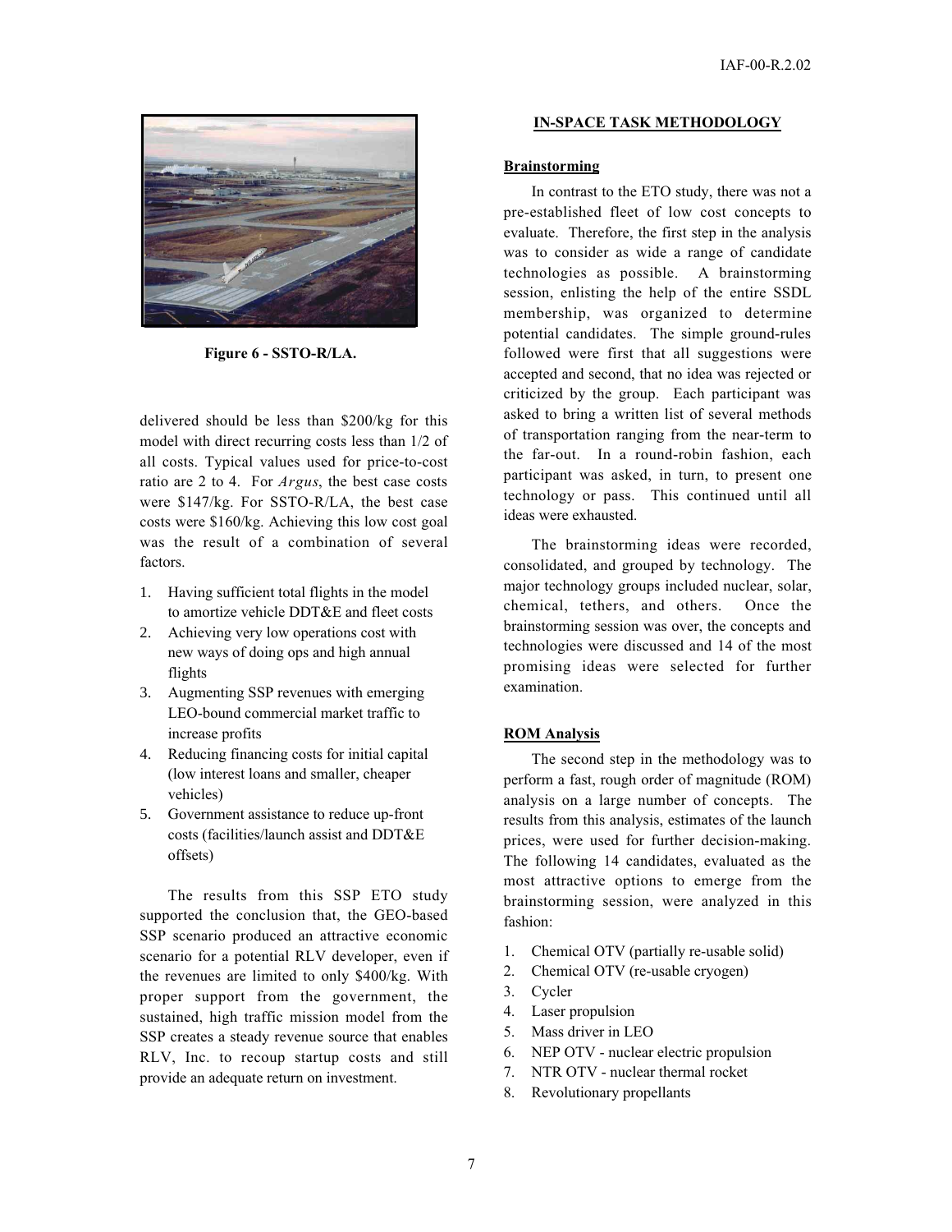Figure 6 - SSTO-R/LA.

delivered should be less than \$200/kg for this model with direct recurring costs less than 1/2 of all costs. Typical values used for price-to-cost ratio are 2 to 4. For *Argus*, the best case costs were \$147/kg. For SSTO-R/LA, the best case costs were \$160/kg. Achieving this low cost goal was the result of a combination of several factors.

1. Having sufficient total flights in the model to amortize vehicle DDT&E and fleet costs
2. Achieving very low operations cost with new ways of doing ops and high annual flights
3. Augmenting SSP revenues with emerging LEO-bound commercial market traffic to increase profits
4. Reducing financing costs for initial capital (low interest loans and smaller, cheaper vehicles)
5. Government assistance to reduce up-front costs (facilities/launch assist and DDT&E offsets)

The results from this SSP ETO study supported the conclusion that, the GEO-based SSP scenario produced an attractive economic scenario for a potential RLV developer, even if the revenues are limited to only \$400/kg. With proper support from the government, the sustained, high traffic mission model from the SSP creates a steady revenue source that enables RLV, Inc. to recoup startup costs and still provide an adequate return on investment.

## IN-SPACE TASK METHODOLOGY

### Brainstorming

In contrast to the ETO study, there was not a pre-established fleet of low cost concepts to evaluate. Therefore, the first step in the analysis was to consider as wide a range of candidate technologies as possible. A brainstorming session, enlisting the help of the entire SSDL membership, was organized to determine potential candidates. The simple ground-rules followed were first that all suggestions were accepted and second, that no idea was rejected or criticized by the group. Each participant was asked to bring a written list of several methods of transportation ranging from the near-term to the far-out. In a round-robin fashion, each participant was asked, in turn, to present one technology or pass. This continued until all ideas were exhausted.

The brainstorming ideas were recorded, consolidated, and grouped by technology. The major technology groups included nuclear, solar, chemical, tethers, and others. Once the brainstorming session was over, the concepts and technologies were discussed and 14 of the most promising ideas were selected for further examination.

### ROM Analysis

The second step in the methodology was to perform a fast, rough order of magnitude (ROM) analysis on a large number of concepts. The results from this analysis, estimates of the launch prices, were used for further decision-making. The following 14 candidates, evaluated as the most attractive options to emerge from the brainstorming session, were analyzed in this fashion:

1. Chemical OTV (partially re-usable solid)
2. Chemical OTV (re-usable cryogen)
3. Cycler
4. Laser propulsion
5. Mass driver in LEO
6. NEP OTV - nuclear electric propulsion
7. NTR OTV - nuclear thermal rocket
8. Revolutionary propellants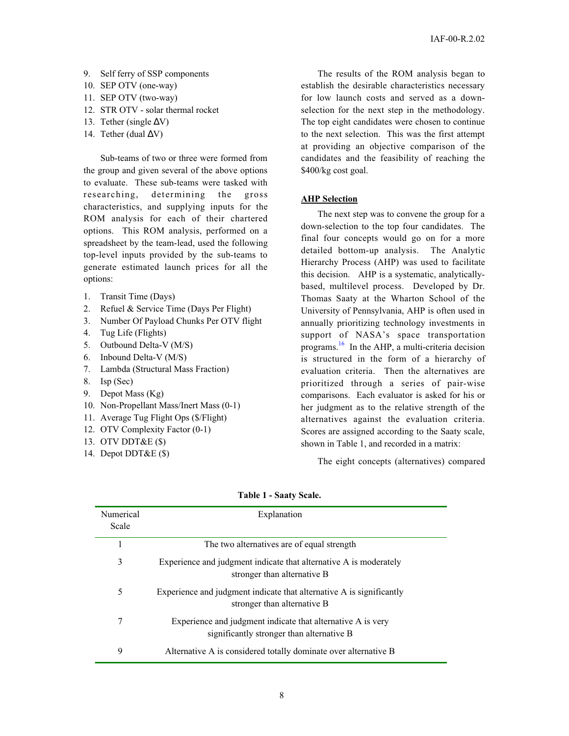9. Self ferry of SSP components
10. SEP OTV (one-way)
11. SEP OTV (two-way)
12. STR OTV - solar thermal rocket
13. Tether (single ΔV)
14. Tether (dual ΔV)

Sub-teams of two or three were formed from the group and given several of the above options to evaluate. These sub-teams were tasked with researching, determining the gross characteristics, and supplying inputs for the ROM analysis for each of their chartered options. This ROM analysis, performed on a spreadsheet by the team-lead, used the following top-level inputs provided by the sub-teams to generate estimated launch prices for all the options:

1. Transit Time (Days)
2. Refuel & Service Time (Days Per Flight)
3. Number Of Payload Chunks Per OTV flight
4. Tug Life (Flights)
5. Outbound Delta-V (M/S)
6. Inbound Delta-V (M/S)
7. Lambda (Structural Mass Fraction)
8. Isp (Sec)
9. Depot Mass (Kg)
10. Non-Propellant Mass/Inert Mass (0-1)
11. Average Tug Flight Ops ($/Flight)
12. OTV Complexity Factor (0-1)
13. OTV DDT&E ($)
14. Depot DDT&E ($)

The results of the ROM analysis began to establish the desirable characteristics necessary for low launch costs and served as a down-selection for the next step in the methodology. The top eight candidates were chosen to continue to the next selection. This was the first attempt at providing an objective comparison of the candidates and the feasibility of reaching the $400/kg cost goal.

**AHP Selection**

The next step was to convene the group for a down-selection to the top four candidates. The final four concepts would go on for a more detailed bottom-up analysis. The Analytic Hierarchy Process (AHP) was used to facilitate this decision. AHP is a systematic, analytically-based, multilevel process. Developed by Dr. Thomas Saaty at the Wharton School of the University of Pennsylvania, AHP is often used in annually prioritizing technology investments in support of NASA's space transportation programs.[16] In the AHP, a multi-criteria decision is structured in the form of a hierarchy of evaluation criteria. Then the alternatives are prioritized through a series of pair-wise comparisons. Each evaluator is asked for his or her judgment as to the relative strength of the alternatives against the evaluation criteria. Scores are assigned according to the Saaty scale, shown in Table 1, and recorded in a matrix:

The eight concepts (alternatives) compared

**Table 1 - Saaty Scale.**

| Numerical Scale | Explanation |
|---|---|
| 1 | The two alternatives are of equal strength |
| 3 | Experience and judgment indicate that alternative A is moderately stronger than alternative B |
| 5 | Experience and judgment indicate that alternative A is significantly stronger than alternative B |
| 7 | Experience and judgment indicate that alternative A is very significantly stronger than alternative B |
| 9 | Alternative A is considered totally dominate over alternative B |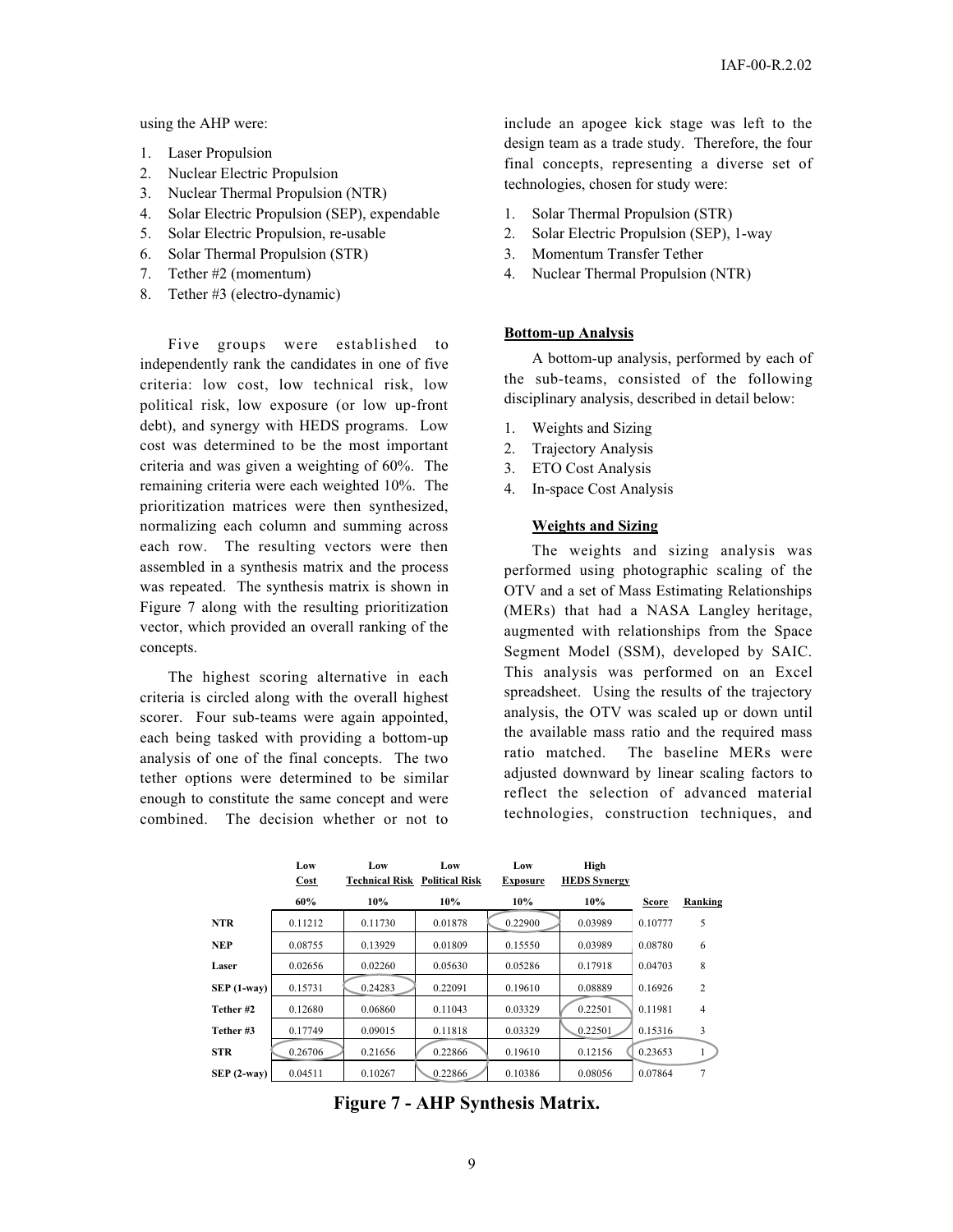using the AHP were:

1. Laser Propulsion
2. Nuclear Electric Propulsion
3. Nuclear Thermal Propulsion (NTR)
4. Solar Electric Propulsion (SEP), expendable
5. Solar Electric Propulsion, re-usable
6. Solar Thermal Propulsion (STR)
7. Tether #2 (momentum)
8. Tether #3 (electro-dynamic)

Five groups were established to independently rank the candidates in one of five criteria: low cost, low technical risk, low political risk, low exposure (or low up-front debt), and synergy with HEDS programs. Low cost was determined to be the most important criteria and was given a weighting of 60%. The remaining criteria were each weighted 10%. The prioritization matrices were then synthesized, normalizing each column and summing across each row. The resulting vectors were then assembled in a synthesis matrix and the process was repeated. The synthesis matrix is shown in Figure 7 along with the resulting prioritization vector, which provided an overall ranking of the concepts.

The highest scoring alternative in each criteria is circled along with the overall highest scorer. Four sub-teams were again appointed, each being tasked with providing a bottom-up analysis of one of the final concepts. The two tether options were determined to be similar enough to constitute the same concept and were combined. The decision whether or not to include an apogee kick stage was left to the design team as a trade study. Therefore, the four final concepts, representing a diverse set of technologies, chosen for study were:

1. Solar Thermal Propulsion (STR)
2. Solar Electric Propulsion (SEP), 1-way
3. Momentum Transfer Tether
4. Nuclear Thermal Propulsion (NTR)

## Bottom-up Analysis

A bottom-up analysis, performed by each of the sub-teams, consisted of the following disciplinary analysis, described in detail below:

1. Weights and Sizing
2. Trajectory Analysis
3. ETO Cost Analysis
4. In-space Cost Analysis

### Weights and Sizing

The weights and sizing analysis was performed using photographic scaling of the OTV and a set of Mass Estimating Relationships (MERs) that had a NASA Langley heritage, augmented with relationships from the Space Segment Model (SSM), developed by SAIC. This analysis was performed on an Excel spreadsheet. Using the results of the trajectory analysis, the OTV was scaled up or down until the available mass ratio and the required mass ratio matched. The baseline MERs were adjusted downward by linear scaling factors to reflect the selection of advanced material technologies, construction techniques, and

| | Low Cost | Low Technical Risk | Low Political Risk | Low Exposure | High HEDS Synergy | | |
|---|---|---|---|---|---|---|---|
| | 60% | 10% | 10% | 10% | 10% | Score | Ranking |
| NTR | 0.11212 | 0.11730 | 0.01878 | 0.22900 | 0.03989 | 0.10777 | 5 |
| NEP | 0.08755 | 0.13929 | 0.01809 | 0.15550 | 0.03989 | 0.08780 | 6 |
| Laser | 0.02656 | 0.02260 | 0.05630 | 0.05286 | 0.17918 | 0.04703 | 8 |
| SEP (1-way) | 0.15731 | 0.24283 | 0.22091 | 0.19610 | 0.08889 | 0.16926 | 2 |
| Tether #2 | 0.12680 | 0.06860 | 0.11043 | 0.03329 | 0.22501 | 0.11981 | 4 |
| Tether #3 | 0.17749 | 0.09015 | 0.11818 | 0.03329 | 0.22501 | 0.15316 | 3 |
| STR | 0.26706 | 0.21656 | 0.22866 | 0.19610 | 0.12156 | 0.23653 | 1 |
| SEP (2-way) | 0.04511 | 0.10267 | 0.22866 | 0.10386 | 0.08056 | 0.07864 | 7 |

**Figure 7 - AHP Synthesis Matrix.**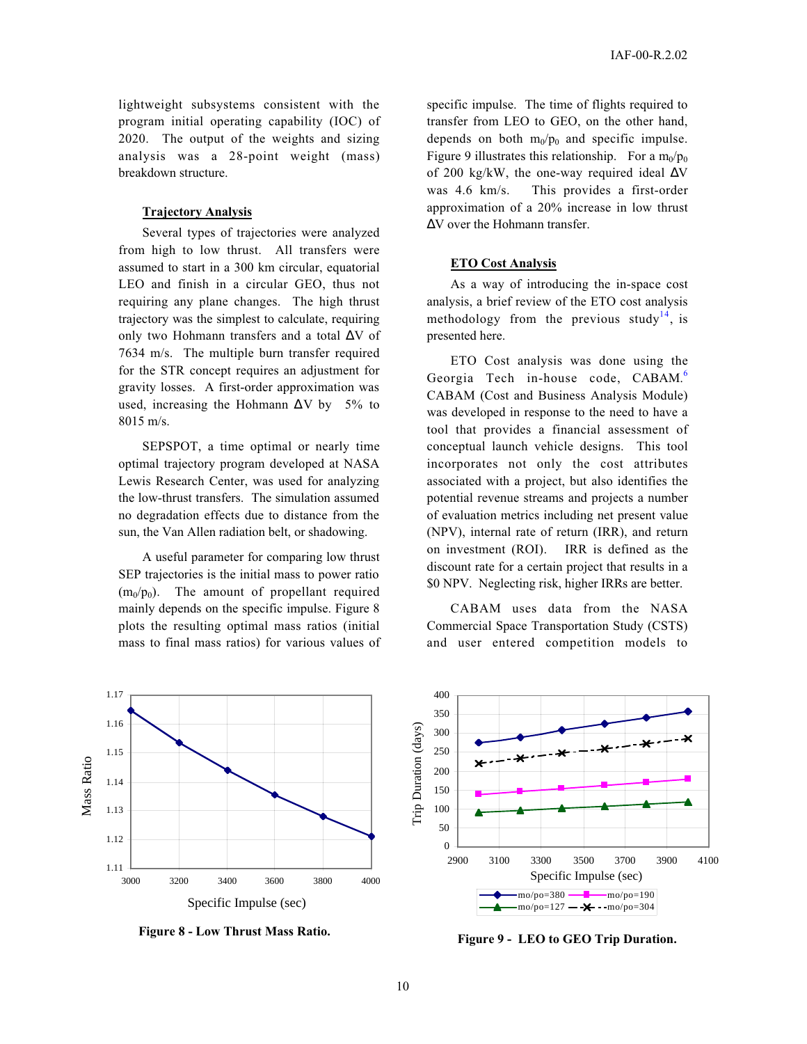lightweight subsystems consistent with the program initial operating capability (IOC) of 2020. The output of the weights and sizing analysis was a 28-point weight (mass) breakdown structure.

### Trajectory Analysis

Several types of trajectories were analyzed from high to low thrust. All transfers were assumed to start in a 300 km circular, equatorial LEO and finish in a circular GEO, thus not requiring any plane changes. The high thrust trajectory was the simplest to calculate, requiring only two Hohmann transfers and a total ΔV of 7634 m/s. The multiple burn transfer required for the STR concept requires an adjustment for gravity losses. A first-order approximation was used, increasing the Hohmann ΔV by 5% to 8015 m/s.

SEPSPOT, a time optimal or nearly time optimal trajectory program developed at NASA Lewis Research Center, was used for analyzing the low-thrust transfers. The simulation assumed no degradation effects due to distance from the sun, the Van Allen radiation belt, or shadowing.

A useful parameter for comparing low thrust SEP trajectories is the initial mass to power ratio ($m_0/p_0$). The amount of propellant required mainly depends on the specific impulse. Figure 8 plots the resulting optimal mass ratios (initial mass to final mass ratios) for various values of specific impulse. The time of flights required to transfer from LEO to GEO, on the other hand, depends on both $m_0/p_0$ and specific impulse. Figure 9 illustrates this relationship. For a $m_0/p_0$ of 200 kg/kW, the one-way required ideal ΔV was 4.6 km/s. This provides a first-order approximation of a 20% increase in low thrust ΔV over the Hohmann transfer.

### ETO Cost Analysis

As a way of introducing the in-space cost analysis, a brief review of the ETO cost analysis methodology from the previous study[14], is presented here.

ETO Cost analysis was done using the Georgia Tech in-house code, CABAM.[6] CABAM (Cost and Business Analysis Module) was developed in response to the need to have a tool that provides a financial assessment of conceptual launch vehicle designs. This tool incorporates not only the cost attributes associated with a project, but also identifies the potential revenue streams and projects a number of evaluation metrics including net present value (NPV), internal rate of return (IRR), and return on investment (ROI). IRR is defined as the discount rate for a certain project that results in a \$0 NPV. Neglecting risk, higher IRRs are better.

CABAM uses data from the NASA Commercial Space Transportation Study (CSTS) and user entered competition models to

Mass Ratio
1.17
1.16
1.15
1.14
1.13
1.12
1.11
3000 3200 3400 3600 3800 4000
Specific Impulse (sec)

**Figure 8 - Low Thrust Mass Ratio.**

Trip Duration (days)
400
350
300
250
200
150
100
50
0
2900 3100 3300 3500 3700 3900 4100
Specific Impulse (sec)
mo/po=380
mo/po=190
mo/po=127
mo/po=304

**Figure 9 - LEO to GEO Trip Duration.**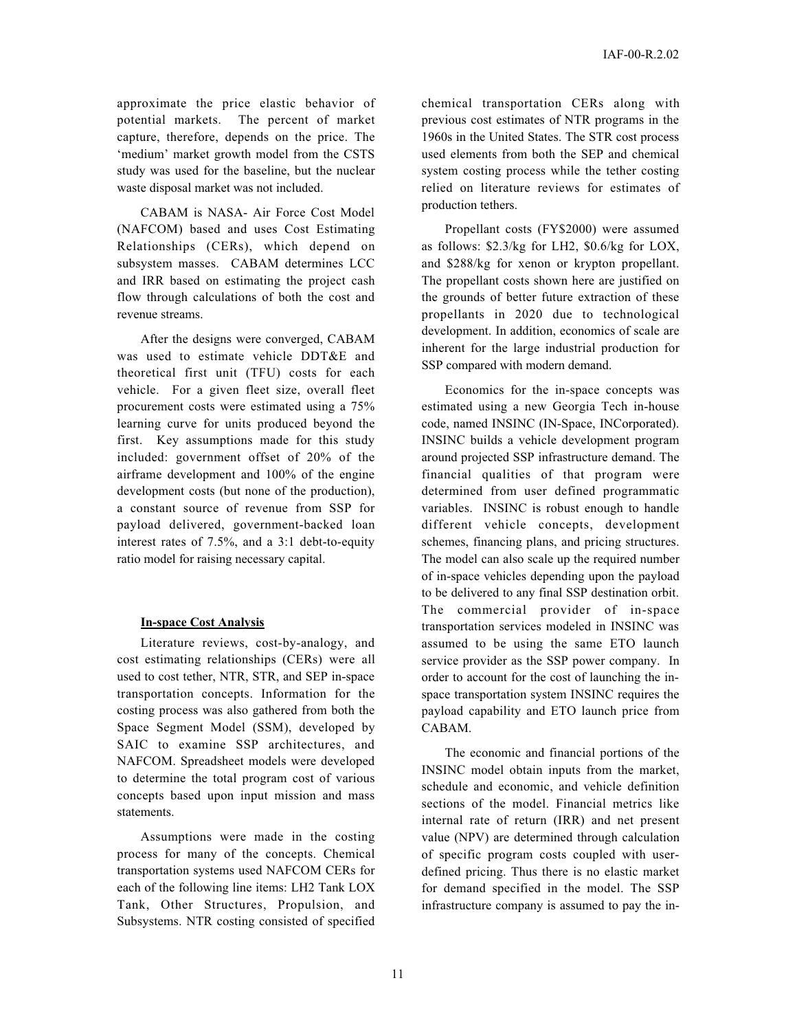approximate the price elastic behavior of potential markets. The percent of market capture, therefore, depends on the price. The 'medium' market growth model from the CSTS study was used for the baseline, but the nuclear waste disposal market was not included.

CABAM is NASA- Air Force Cost Model (NAFCOM) based and uses Cost Estimating Relationships (CERs), which depend on subsystem masses. CABAM determines LCC and IRR based on estimating the project cash flow through calculations of both the cost and revenue streams.

After the designs were converged, CABAM was used to estimate vehicle DDT&E and theoretical first unit (TFU) costs for each vehicle. For a given fleet size, overall fleet procurement costs were estimated using a 75% learning curve for units produced beyond the first. Key assumptions made for this study included: government offset of 20% of the airframe development and 100% of the engine development costs (but none of the production), a constant source of revenue from SSP for payload delivered, government-backed loan interest rates of 7.5%, and a 3:1 debt-to-equity ratio model for raising necessary capital.

### In-space Cost Analysis

Literature reviews, cost-by-analogy, and cost estimating relationships (CERs) were all used to cost tether, NTR, STR, and SEP in-space transportation concepts. Information for the costing process was also gathered from both the Space Segment Model (SSM), developed by SAIC to examine SSP architectures, and NAFCOM. Spreadsheet models were developed to determine the total program cost of various concepts based upon input mission and mass statements.

Assumptions were made in the costing process for many of the concepts. Chemical transportation systems used NAFCOM CERs for each of the following line items: LH2 Tank LOX Tank, Other Structures, Propulsion, and Subsystems. NTR costing consisted of specified chemical transportation CERs along with previous cost estimates of NTR programs in the 1960s in the United States. The STR cost process used elements from both the SEP and chemical system costing process while the tether costing relied on literature reviews for estimates of production tethers.

Propellant costs (FY$2000) were assumed as follows: $2.3/kg for LH2, $0.6/kg for LOX, and $288/kg for xenon or krypton propellant. The propellant costs shown here are justified on the grounds of better future extraction of these propellants in 2020 due to technological development. In addition, economics of scale are inherent for the large industrial production for SSP compared with modern demand.

Economics for the in-space concepts was estimated using a new Georgia Tech in-house code, named INSINC (IN-Space, INCorporated). INSINC builds a vehicle development program around projected SSP infrastructure demand. The financial qualities of that program were determined from user defined programmatic variables. INSINC is robust enough to handle different vehicle concepts, development schemes, financing plans, and pricing structures. The model can also scale up the required number of in-space vehicles depending upon the payload to be delivered to any final SSP destination orbit. The commercial provider of in-space transportation services modeled in INSINC was assumed to be using the same ETO launch service provider as the SSP power company. In order to account for the cost of launching the in-space transportation system INSINC requires the payload capability and ETO launch price from CABAM.

The economic and financial portions of the INSINC model obtain inputs from the market, schedule and economic, and vehicle definition sections of the model. Financial metrics like internal rate of return (IRR) and net present value (NPV) are determined through calculation of specific program costs coupled with user-defined pricing. Thus there is no elastic market for demand specified in the model. The SSP infrastructure company is assumed to pay the in-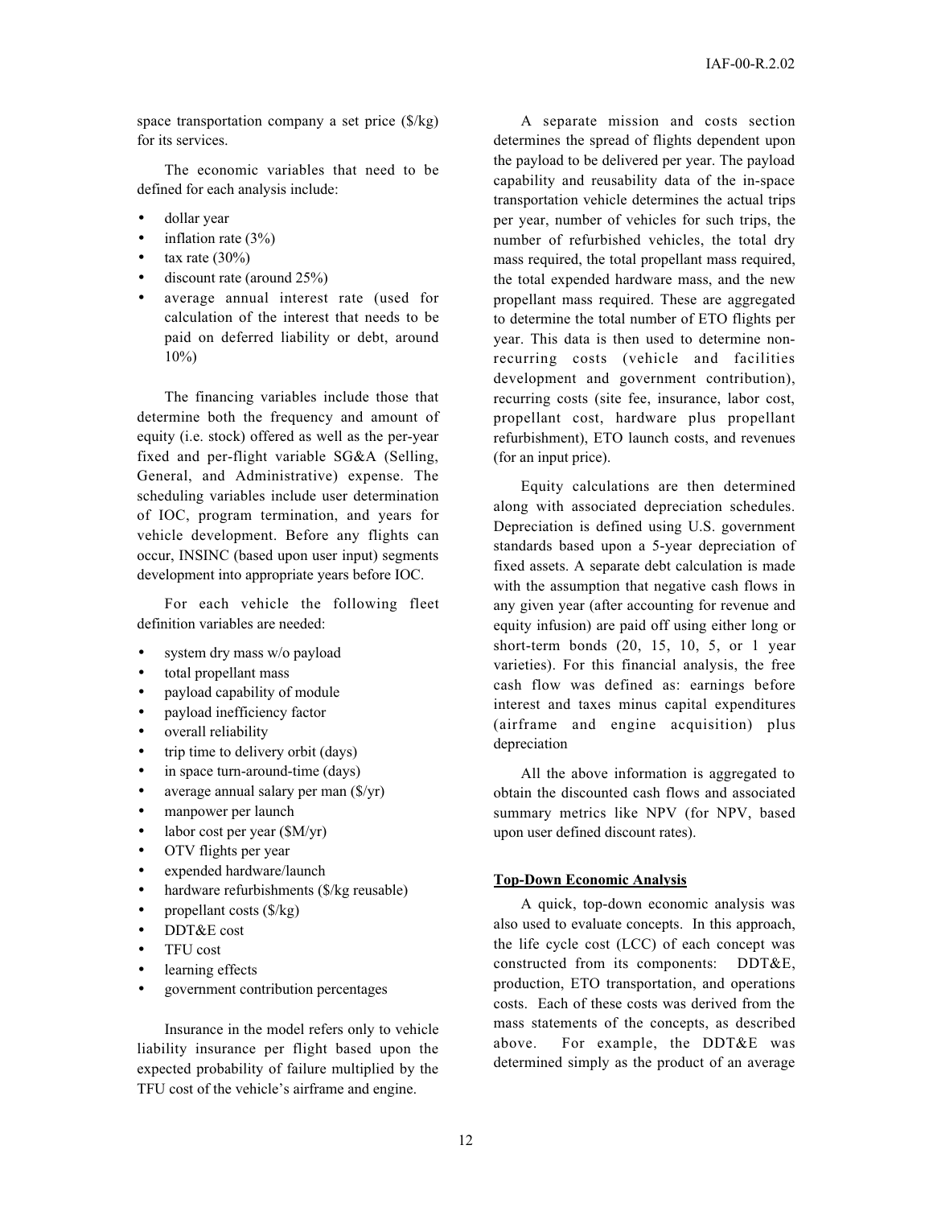space transportation company a set price ($/kg) for its services.

The economic variables that need to be defined for each analysis include:

- dollar year
- inflation rate (3%)
- tax rate (30%)
- discount rate (around 25%)
- average annual interest rate (used for calculation of the interest that needs to be paid on deferred liability or debt, around 10%)

The financing variables include those that determine both the frequency and amount of equity (i.e. stock) offered as well as the per-year fixed and per-flight variable SG&A (Selling, General, and Administrative) expense. The scheduling variables include user determination of IOC, program termination, and years for vehicle development. Before any flights can occur, INSINC (based upon user input) segments development into appropriate years before IOC.

For each vehicle the following fleet definition variables are needed:

- system dry mass w/o payload
- total propellant mass
- payload capability of module
- payload inefficiency factor
- overall reliability
- trip time to delivery orbit (days)
- in space turn-around-time (days)
- average annual salary per man ($/yr)
- manpower per launch
- labor cost per year ($M/yr)
- OTV flights per year
- expended hardware/launch
- hardware refurbishments ($/kg reusable)
- propellant costs ($/kg)
- DDT&E cost
- TFU cost
- learning effects
- government contribution percentages

Insurance in the model refers only to vehicle liability insurance per flight based upon the expected probability of failure multiplied by the TFU cost of the vehicle's airframe and engine.

A separate mission and costs section determines the spread of flights dependent upon the payload to be delivered per year. The payload capability and reusability data of the in-space transportation vehicle determines the actual trips per year, number of vehicles for such trips, the number of refurbished vehicles, the total dry mass required, the total propellant mass required, the total expended hardware mass, and the new propellant mass required. These are aggregated to determine the total number of ETO flights per year. This data is then used to determine non-recurring costs (vehicle and facilities development and government contribution), recurring costs (site fee, insurance, labor cost, propellant cost, hardware plus propellant refurbishment), ETO launch costs, and revenues (for an input price).

Equity calculations are then determined along with associated depreciation schedules. Depreciation is defined using U.S. government standards based upon a 5-year depreciation of fixed assets. A separate debt calculation is made with the assumption that negative cash flows in any given year (after accounting for revenue and equity infusion) are paid off using either long or short-term bonds (20, 15, 10, 5, or 1 year varieties). For this financial analysis, the free cash flow was defined as: earnings before interest and taxes minus capital expenditures (airframe and engine acquisition) plus depreciation

All the above information is aggregated to obtain the discounted cash flows and associated summary metrics like NPV (for NPV, based upon user defined discount rates).

## Top-Down Economic Analysis

A quick, top-down economic analysis was also used to evaluate concepts. In this approach, the life cycle cost (LCC) of each concept was constructed from its components: DDT&E, production, ETO transportation, and operations costs. Each of these costs was derived from the mass statements of the concepts, as described above. For example, the DDT&E was determined simply as the product of an average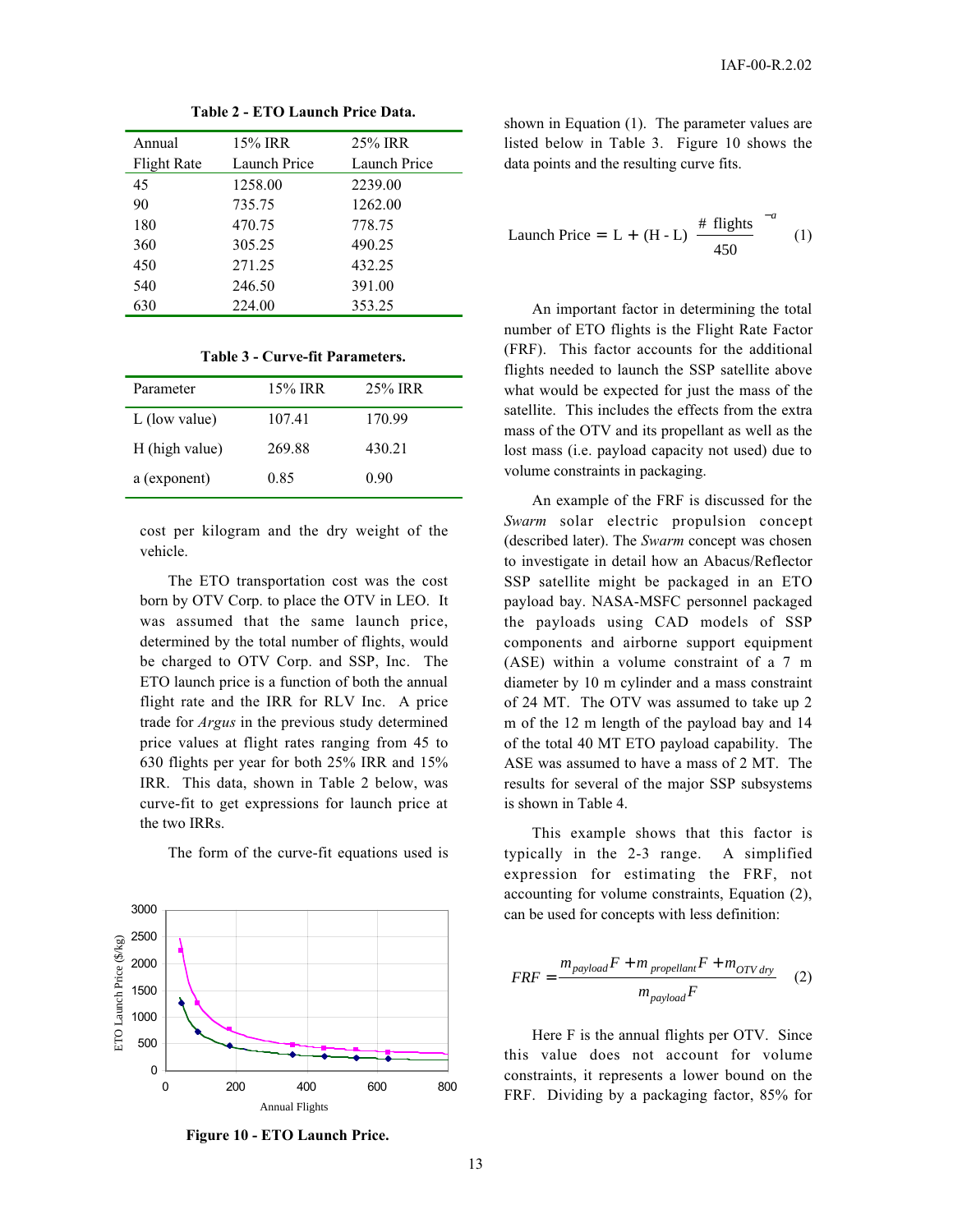**Table 2 - ETO Launch Price Data.**

| Annual Flight Rate | 15% IRR Launch Price | 25% IRR Launch Price |
|---|---|---|
| 45 | 1258.00 | 2239.00 |
| 90 | 735.75 | 1262.00 |
| 180 | 470.75 | 778.75 |
| 360 | 305.25 | 490.25 |
| 450 | 271.25 | 432.25 |
| 540 | 246.50 | 391.00 |
| 630 | 224.00 | 353.25 |

**Table 3 - Curve-fit Parameters.**

| Parameter | 15% IRR | 25% IRR |
|---|---|---|
| L (low value) | 107.41 | 170.99 |
| H (high value) | 269.88 | 430.21 |
| a (exponent) | 0.85 | 0.90 |

cost per kilogram and the dry weight of the vehicle.

The ETO transportation cost was the cost born by OTV Corp. to place the OTV in LEO. It was assumed that the same launch price, determined by the total number of flights, would be charged to OTV Corp. and SSP, Inc. The ETO launch price is a function of both the annual flight rate and the IRR for RLV Inc. A price trade for *Argus* in the previous study determined price values at flight rates ranging from 45 to 630 flights per year for both 25% IRR and 15% IRR. This data, shown in Table 2 below, was curve-fit to get expressions for launch price at the two IRRs.

The form of the curve-fit equations used is

3000
2500
2000
1500
1000
500
0
0
200
400
600
800
ETO Launch Price ($/kg)
Annual Flights

**Figure 10 - ETO Launch Price.**

shown in Equation (1). The parameter values are listed below in Table 3. Figure 10 shows the data points and the resulting curve fits.

$$\text{Launch Price} = L + (H - L)\left(\frac{\#\ \text{flights}}{450}\right)^{-a} \quad (1)$$

An important factor in determining the total number of ETO flights is the Flight Rate Factor (FRF). This factor accounts for the additional flights needed to launch the SSP satellite above what would be expected for just the mass of the satellite. This includes the effects from the extra mass of the OTV and its propellant as well as the lost mass (i.e. payload capacity not used) due to volume constraints in packaging.

An example of the FRF is discussed for the *Swarm* solar electric propulsion concept (described later). The *Swarm* concept was chosen to investigate in detail how an Abacus/Reflector SSP satellite might be packaged in an ETO payload bay. NASA-MSFC personnel packaged the payloads using CAD models of SSP components and airborne support equipment (ASE) within a volume constraint of a 7 m diameter by 10 m cylinder and a mass constraint of 24 MT. The OTV was assumed to take up 2 m of the 12 m length of the payload bay and 14 of the total 40 MT ETO payload capability. The ASE was assumed to have a mass of 2 MT. The results for several of the major SSP subsystems is shown in Table 4.

This example shows that this factor is typically in the 2-3 range. A simplified expression for estimating the FRF, not accounting for volume constraints, Equation (2), can be used for concepts with less definition:

$$FRF = \frac{m_{payload}F + m_{propellant}F + m_{OTV\,dry}}{m_{payload}F} \quad (2)$$

Here F is the annual flights per OTV. Since this value does not account for volume constraints, it represents a lower bound on the FRF. Dividing by a packaging factor, 85% for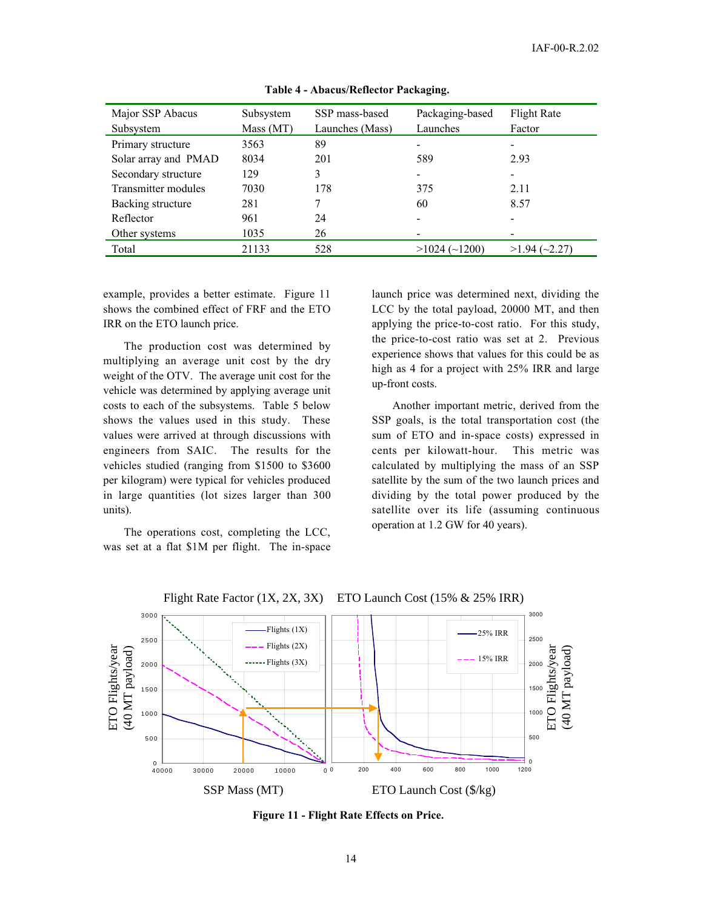**Table 4 - Abacus/Reflector Packaging.**

| Major SSP Abacus Subsystem | Subsystem Mass (MT) | SSP mass-based Launches (Mass) | Packaging-based Launches | Flight Rate Factor |
|---|---|---|---|---|
| Primary structure | 3563 | 89 | - | - |
| Solar array and PMAD | 8034 | 201 | 589 | 2.93 |
| Secondary structure | 129 | 3 | - | - |
| Transmitter modules | 7030 | 178 | 375 | 2.11 |
| Backing structure | 281 | 7 | 60 | 8.57 |
| Reflector | 961 | 24 | - | - |
| Other systems | 1035 | 26 | - | - |
| Total | 21133 | 528 | >1024 (~1200) | >1.94 (~2.27) |

example, provides a better estimate. Figure 11 shows the combined effect of FRF and the ETO IRR on the ETO launch price.

The production cost was determined by multiplying an average unit cost by the dry weight of the OTV. The average unit cost for the vehicle was determined by applying average unit costs to each of the subsystems. Table 5 below shows the values used in this study. These values were arrived at through discussions with engineers from SAIC. The results for the vehicles studied (ranging from $1500 to $3600 per kilogram) were typical for vehicles produced in large quantities (lot sizes larger than 300 units).

The operations cost, completing the LCC, was set at a flat $1M per flight. The in-space launch price was determined next, dividing the LCC by the total payload, 20000 MT, and then applying the price-to-cost ratio. For this study, the price-to-cost ratio was set at 2. Previous experience shows that values for this could be as high as 4 for a project with 25% IRR and large up-front costs.

Another important metric, derived from the SSP goals, is the total transportation cost (the sum of ETO and in-space costs) expressed in cents per kilowatt-hour. This metric was calculated by multiplying the mass of an SSP satellite by the sum of the two launch prices and dividing by the total power produced by the satellite over its life (assuming continuous operation at 1.2 GW for 40 years).

Flight Rate Factor (1X, 2X, 3X)

ETO Launch Cost (15% & 25% IRR)

ETO Flights/year (40 MT payload)

Flights (1X)
Flights (2X)
Flights (3X)

25% IRR
15% IRR

3000
2500
2000
1500
1000
500
0

40000 30000 20000 10000 0

0 200 400 600 800 1000 1200

SSP Mass (MT)

ETO Launch Cost ($/kg)

**Figure 11 - Flight Rate Effects on Price.**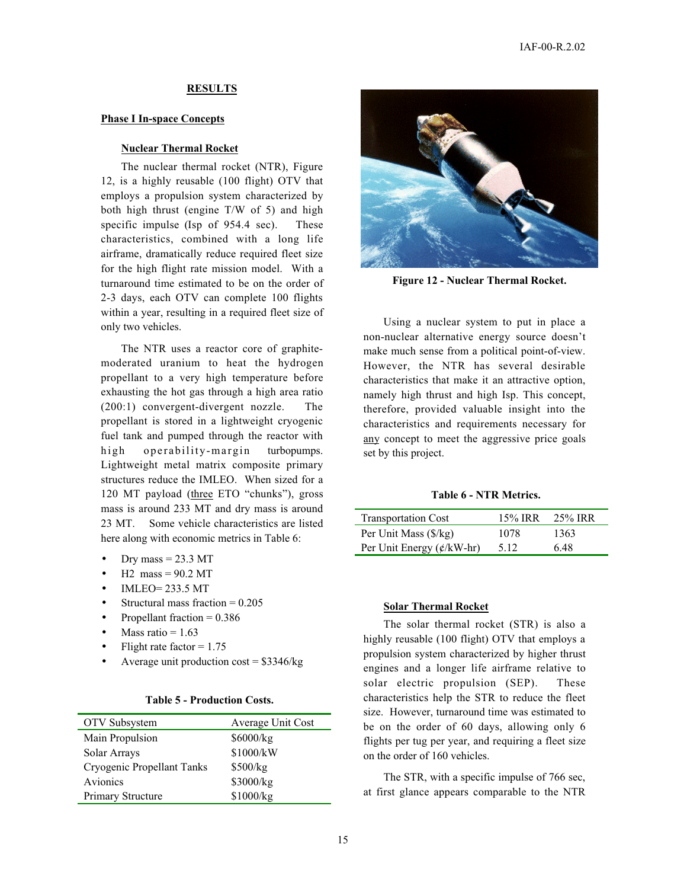## RESULTS

### Phase I In-space Concepts

#### Nuclear Thermal Rocket

The nuclear thermal rocket (NTR), Figure 12, is a highly reusable (100 flight) OTV that employs a propulsion system characterized by both high thrust (engine T/W of 5) and high specific impulse (Isp of 954.4 sec). These characteristics, combined with a long life airframe, dramatically reduce required fleet size for the high flight rate mission model. With a turnaround time estimated to be on the order of 2-3 days, each OTV can complete 100 flights within a year, resulting in a required fleet size of only two vehicles.

The NTR uses a reactor core of graphite-moderated uranium to heat the hydrogen propellant to a very high temperature before exhausting the hot gas through a high area ratio (200:1) convergent-divergent nozzle. The propellant is stored in a lightweight cryogenic fuel tank and pumped through the reactor with high operability-margin turbopumps. Lightweight metal matrix composite primary structures reduce the IMLEO. When sized for a 120 MT payload (three ETO "chunks"), gross mass is around 233 MT and dry mass is around 23 MT. Some vehicle characteristics are listed here along with economic metrics in Table 6:

- Dry mass = 23.3 MT
- $H_2$ mass = 90.2 MT
- IMLEO= 233.5 MT
- Structural mass fraction = 0.205
- Propellant fraction = 0.386
- Mass ratio = 1.63
- Flight rate factor = 1.75
- Average unit production cost = $3346/kg

**Table 5 - Production Costs.**

| OTV Subsystem | Average Unit Cost |
|---|---|
| Main Propulsion | $6000/kg |
| Solar Arrays | $1000/kW |
| Cryogenic Propellant Tanks | $500/kg |
| Avionics | $3000/kg |
| Primary Structure | $1000/kg |

**Figure 12 - Nuclear Thermal Rocket.**

Using a nuclear system to put in place a non-nuclear alternative energy source doesn't make much sense from a political point-of-view. However, the NTR has several desirable characteristics that make it an attractive option, namely high thrust and high Isp. This concept, therefore, provided valuable insight into the characteristics and requirements necessary for any concept to meet the aggressive price goals set by this project.

**Table 6 - NTR Metrics.**

| Transportation Cost | 15% IRR | 25% IRR |
|---|---|---|
| Per Unit Mass ($/kg) | 1078 | 1363 |
| Per Unit Energy (¢/kW-hr) | 5.12 | 6.48 |

#### Solar Thermal Rocket

The solar thermal rocket (STR) is also a highly reusable (100 flight) OTV that employs a propulsion system characterized by higher thrust engines and a longer life airframe relative to solar electric propulsion (SEP). These characteristics help the STR to reduce the fleet size. However, turnaround time was estimated to be on the order of 60 days, allowing only 6 flights per tug per year, and requiring a fleet size on the order of 160 vehicles.

The STR, with a specific impulse of 766 sec, at first glance appears comparable to the NTR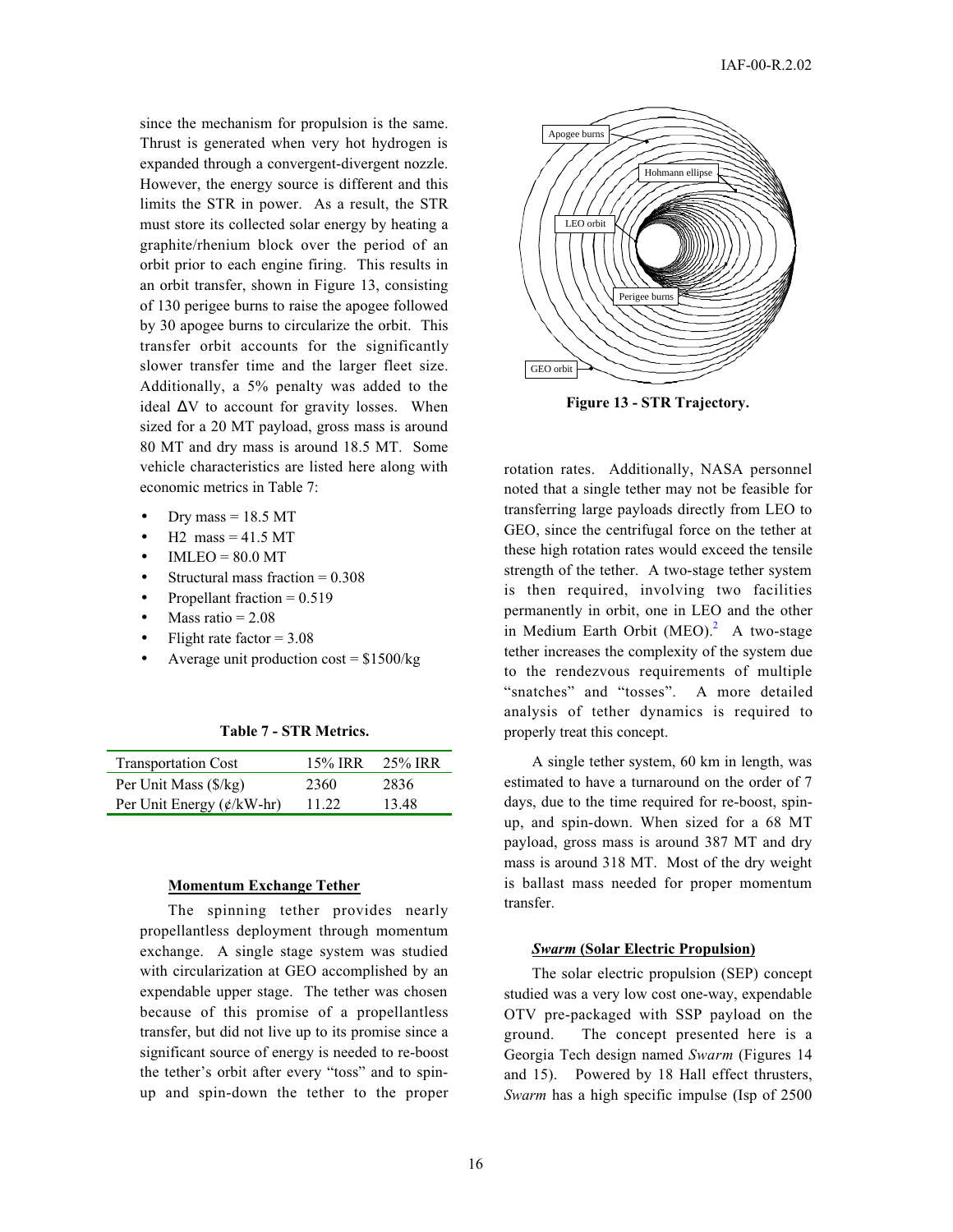since the mechanism for propulsion is the same. Thrust is generated when very hot hydrogen is expanded through a convergent-divergent nozzle. However, the energy source is different and this limits the STR in power. As a result, the STR must store its collected solar energy by heating a graphite/rhenium block over the period of an orbit prior to each engine firing. This results in an orbit transfer, shown in Figure 13, consisting of 130 perigee burns to raise the apogee followed by 30 apogee burns to circularize the orbit. This transfer orbit accounts for the significantly slower transfer time and the larger fleet size. Additionally, a 5% penalty was added to the ideal $\Delta V$ to account for gravity losses. When sized for a 20 MT payload, gross mass is around 80 MT and dry mass is around 18.5 MT. Some vehicle characteristics are listed here along with economic metrics in Table 7:

- Dry mass = 18.5 MT
- $H_2$ mass = 41.5 MT
- IMLEO = 80.0 MT
- Structural mass fraction = 0.308
- Propellant fraction = 0.519
- Mass ratio = 2.08
- Flight rate factor = 3.08
- Average unit production cost = $1500/kg

**Table 7 - STR Metrics.**

| Transportation Cost | 15% IRR | 25% IRR |
|---|---|---|
| Per Unit Mass ($/kg) | 2360 | 2836 |
| Per Unit Energy (¢/kW-hr) | 11.22 | 13.48 |

Apogee burns

Hohmann ellipse

LEO orbit

Perigee burns

GEO orbit

**Figure 13 - STR Trajectory.**

### Momentum Exchange Tether

The spinning tether provides nearly propellantless deployment through momentum exchange. A single stage system was studied with circularization at GEO accomplished by an expendable upper stage. The tether was chosen because of this promise of a propellantless transfer, but did not live up to its promise since a significant source of energy is needed to re-boost the tether's orbit after every "toss" and to spin-up and spin-down the tether to the proper rotation rates. Additionally, NASA personnel noted that a single tether may not be feasible for transferring large payloads directly from LEO to GEO, since the centrifugal force on the tether at these high rotation rates would exceed the tensile strength of the tether. A two-stage tether system is then required, involving two facilities permanently in orbit, one in LEO and the other in Medium Earth Orbit (MEO).[2] A two-stage tether increases the complexity of the system due to the rendezvous requirements of multiple "snatches" and "tosses". A more detailed analysis of tether dynamics is required to properly treat this concept.

A single tether system, 60 km in length, was estimated to have a turnaround on the order of 7 days, due to the time required for re-boost, spin-up, and spin-down. When sized for a 68 MT payload, gross mass is around 387 MT and dry mass is around 318 MT. Most of the dry weight is ballast mass needed for proper momentum transfer.

### *Swarm* (Solar Electric Propulsion)

The solar electric propulsion (SEP) concept studied was a very low cost one-way, expendable OTV pre-packaged with SSP payload on the ground. The concept presented here is a Georgia Tech design named *Swarm* (Figures 14 and 15). Powered by 18 Hall effect thrusters, *Swarm* has a high specific impulse (Isp of 2500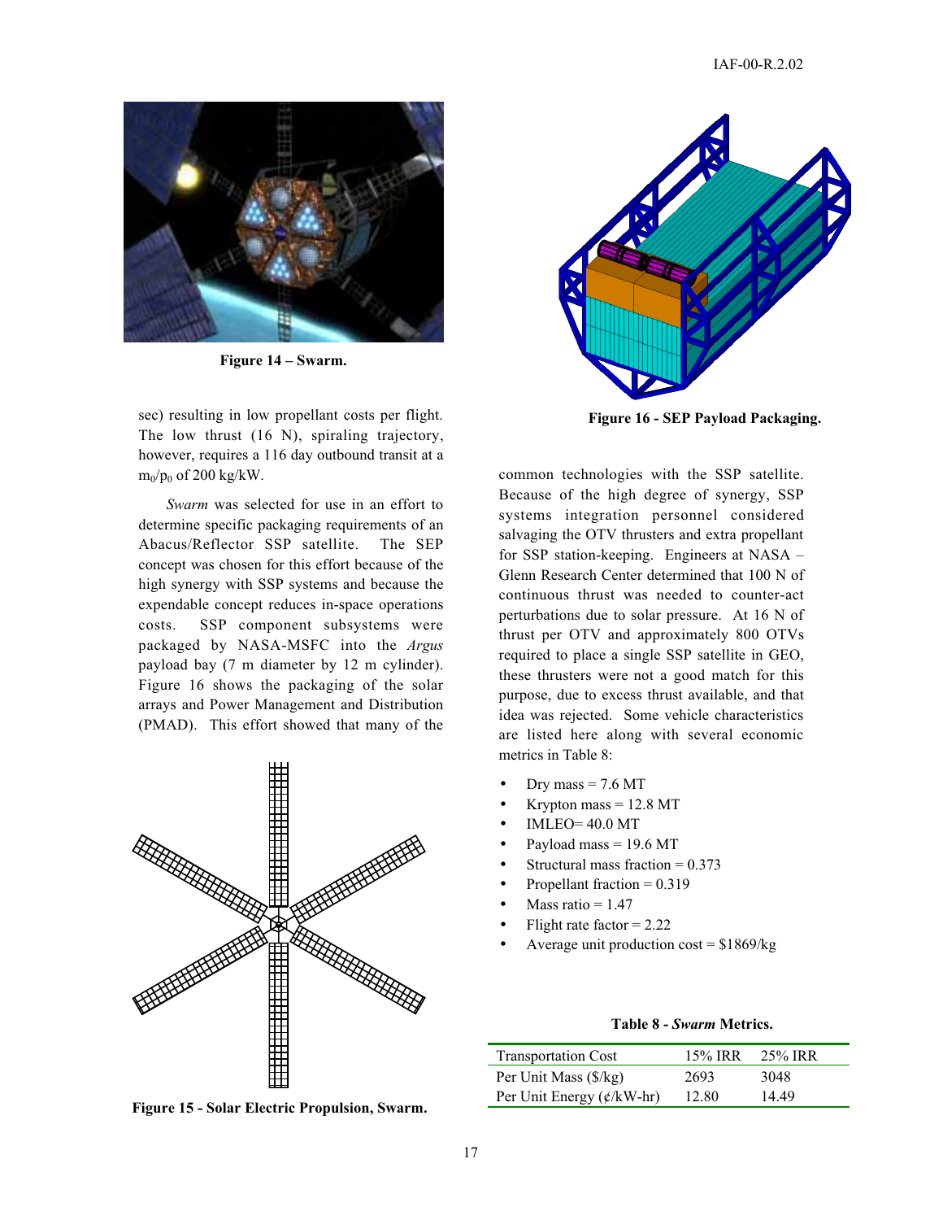Figure 14 – Swarm.

sec) resulting in low propellant costs per flight. The low thrust (16 N), spiraling trajectory, however, requires a 116 day outbound transit at a $m_0/p_0$ of 200 kg/kW.

*Swarm* was selected for use in an effort to determine specific packaging requirements of an Abacus/Reflector SSP satellite. The SEP concept was chosen for this effort because of the high synergy with SSP systems and because the expendable concept reduces in-space operations costs. SSP component subsystems were packaged by NASA-MSFC into the *Argus* payload bay (7 m diameter by 12 m cylinder). Figure 16 shows the packaging of the solar arrays and Power Management and Distribution (PMAD). This effort showed that many of the common technologies with the SSP satellite. Because of the high degree of synergy, SSP systems integration personnel considered salvaging the OTV thrusters and extra propellant for SSP station-keeping. Engineers at NASA – Glenn Research Center determined that 100 N of continuous thrust was needed to counter-act perturbations due to solar pressure. At 16 N of thrust per OTV and approximately 800 OTVs required to place a single SSP satellite in GEO, these thrusters were not a good match for this purpose, due to excess thrust available, and that idea was rejected. Some vehicle characteristics are listed here along with several economic metrics in Table 8:

Figure 15 - Solar Electric Propulsion, Swarm.

Figure 16 - SEP Payload Packaging.

- Dry mass = 7.6 MT
- Krypton mass = 12.8 MT
- IMLEO= 40.0 MT
- Payload mass = 19.6 MT
- Structural mass fraction = 0.373
- Propellant fraction = 0.319
- Mass ratio = 1.47
- Flight rate factor = 2.22
- Average unit production cost = $1869/kg

**Table 8 - *Swarm* Metrics.**

| Transportation Cost | 15% IRR | 25% IRR |
|---|---|---|
| Per Unit Mass ($/kg) | 2693 | 3048 |
| Per Unit Energy (¢/kW-hr) | 12.80 | 14.49 |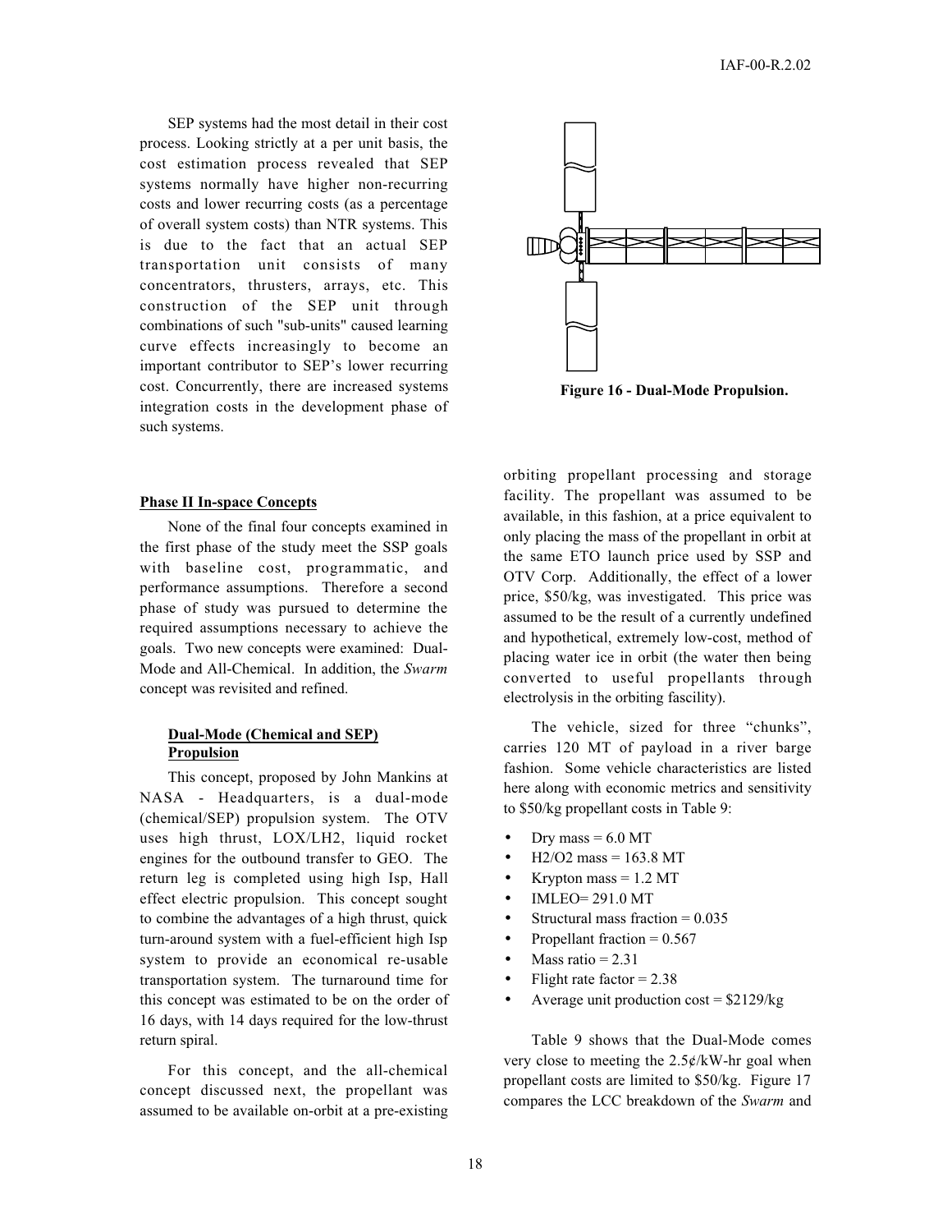SEP systems had the most detail in their cost process. Looking strictly at a per unit basis, the cost estimation process revealed that SEP systems normally have higher non-recurring costs and lower recurring costs (as a percentage of overall system costs) than NTR systems. This is due to the fact that an actual SEP transportation unit consists of many concentrators, thrusters, arrays, etc. This construction of the SEP unit through combinations of such "sub-units" caused learning curve effects increasingly to become an important contributor to SEP's lower recurring cost. Concurrently, there are increased systems integration costs in the development phase of such systems.

**Figure 16 - Dual-Mode Propulsion.**

### Phase II In-space Concepts

None of the final four concepts examined in the first phase of the study meet the SSP goals with baseline cost, programmatic, and performance assumptions. Therefore a second phase of study was pursued to determine the required assumptions necessary to achieve the goals. Two new concepts were examined: Dual-Mode and All-Chemical. In addition, the *Swarm* concept was revisited and refined.

#### Dual-Mode (Chemical and SEP) Propulsion

This concept, proposed by John Mankins at NASA - Headquarters, is a dual-mode (chemical/SEP) propulsion system. The OTV uses high thrust, LOX/LH2, liquid rocket engines for the outbound transfer to GEO. The return leg is completed using high Isp, Hall effect electric propulsion. This concept sought to combine the advantages of a high thrust, quick turn-around system with a fuel-efficient high Isp system to provide an economical re-usable transportation system. The turnaround time for this concept was estimated to be on the order of 16 days, with 14 days required for the low-thrust return spiral.

For this concept, and the all-chemical concept discussed next, the propellant was assumed to be available on-orbit at a pre-existing orbiting propellant processing and storage facility. The propellant was assumed to be available, in this fashion, at a price equivalent to only placing the mass of the propellant in orbit at the same ETO launch price used by SSP and OTV Corp. Additionally, the effect of a lower price, \$50/kg, was investigated. This price was assumed to be the result of a currently undefined and hypothetical, extremely low-cost, method of placing water ice in orbit (the water then being converted to useful propellants through electrolysis in the orbiting fascility).

The vehicle, sized for three "chunks", carries 120 MT of payload in a river barge fashion. Some vehicle characteristics are listed here along with economic metrics and sensitivity to \$50/kg propellant costs in Table 9:

- Dry mass = 6.0 MT
- H2/O2 mass = 163.8 MT
- Krypton mass = 1.2 MT
- IMLEO= 291.0 MT
- Structural mass fraction = 0.035
- Propellant fraction = 0.567
- Mass ratio = 2.31
- Flight rate factor = 2.38
- Average unit production cost = \$2129/kg

Table 9 shows that the Dual-Mode comes very close to meeting the 2.5¢/kW-hr goal when propellant costs are limited to \$50/kg. Figure 17 compares the LCC breakdown of the *Swarm* and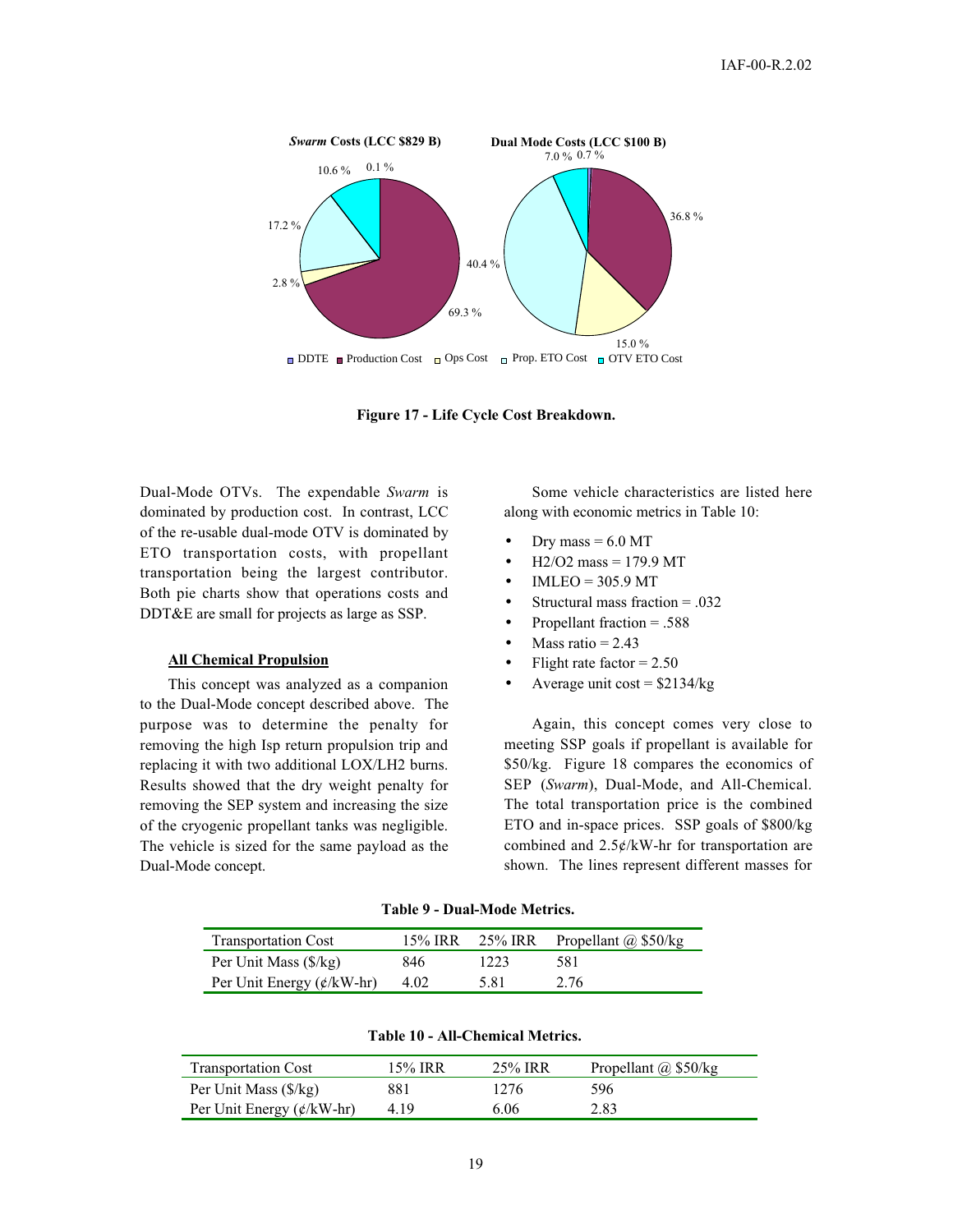*Swarm* Costs (LCC $829 B)

10.6 %
0.1 %
17.2 %
2.8 %
69.3 %

Dual Mode Costs (LCC $100 B)

7.0 %
0.7 %
36.8 %
40.4 %
15.0 %

DDTE
Production Cost
Ops Cost
Prop. ETO Cost
OTV ETO Cost

**Figure 17 - Life Cycle Cost Breakdown.**

Dual-Mode OTVs. The expendable *Swarm* is dominated by production cost. In contrast, LCC of the re-usable dual-mode OTV is dominated by ETO transportation costs, with propellant transportation being the largest contributor. Both pie charts show that operations costs and DDT&E are small for projects as large as SSP.

### All Chemical Propulsion

This concept was analyzed as a companion to the Dual-Mode concept described above. The purpose was to determine the penalty for removing the high Isp return propulsion trip and replacing it with two additional LOX/LH2 burns. Results showed that the dry weight penalty for removing the SEP system and increasing the size of the cryogenic propellant tanks was negligible. The vehicle is sized for the same payload as the Dual-Mode concept.

Some vehicle characteristics are listed here along with economic metrics in Table 10:

- Dry mass = 6.0 MT
- H2/O2 mass = 179.9 MT
- IMLEO = 305.9 MT
- Structural mass fraction = .032
- Propellant fraction = .588
- Mass ratio = 2.43
- Flight rate factor = 2.50
- Average unit cost = $2134/kg

Again, this concept comes very close to meeting SSP goals if propellant is available for $50/kg. Figure 18 compares the economics of SEP (*Swarm*), Dual-Mode, and All-Chemical. The total transportation price is the combined ETO and in-space prices. SSP goals of $800/kg combined and 2.5¢/kW-hr for transportation are shown. The lines represent different masses for

**Table 9 - Dual-Mode Metrics.**

| Transportation Cost | 15% IRR | 25% IRR | Propellant @ $50/kg |
|---|---|---|---|
| Per Unit Mass ($/kg) | 846 | 1223 | 581 |
| Per Unit Energy (¢/kW-hr) | 4.02 | 5.81 | 2.76 |

**Table 10 - All-Chemical Metrics.**

| Transportation Cost | 15% IRR | 25% IRR | Propellant @ $50/kg |
|---|---|---|---|
| Per Unit Mass ($/kg) | 881 | 1276 | 596 |
| Per Unit Energy (¢/kW-hr) | 4.19 | 6.06 | 2.83 |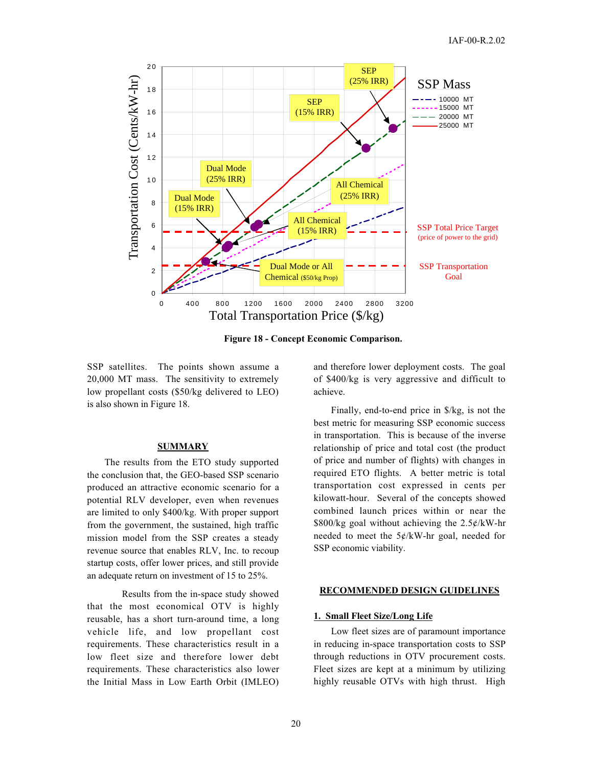Figure 18 - Concept Economic Comparison.

SSP satellites. The points shown assume a 20,000 MT mass. The sensitivity to extremely low propellant costs ($50/kg delivered to LEO) is also shown in Figure 18.

## SUMMARY

The results from the ETO study supported the conclusion that, the GEO-based SSP scenario produced an attractive economic scenario for a potential RLV developer, even when revenues are limited to only $400/kg. With proper support from the government, the sustained, high traffic mission model from the SSP creates a steady revenue source that enables RLV, Inc. to recoup startup costs, offer lower prices, and still provide an adequate return on investment of 15 to 25%.

Results from the in-space study showed that the most economical OTV is highly reusable, has a short turn-around time, a long vehicle life, and low propellant cost requirements. These characteristics result in a low fleet size and therefore lower debt requirements. These characteristics also lower the Initial Mass in Low Earth Orbit (IMLEO) and therefore lower deployment costs. The goal of $400/kg is very aggressive and difficult to achieve.

Finally, end-to-end price in $/kg, is not the best metric for measuring SSP economic success in transportation. This is because of the inverse relationship of price and total cost (the product of price and number of flights) with changes in required ETO flights. A better metric is total transportation cost expressed in cents per kilowatt-hour. Several of the concepts showed combined launch prices within or near the $800/kg goal without achieving the 2.5¢/kW-hr needed to meet the 5¢/kW-hr goal, needed for SSP economic viability.

## RECOMMENDED DESIGN GUIDELINES

### 1. Small Fleet Size/Long Life

Low fleet sizes are of paramount importance in reducing in-space transportation costs to SSP through reductions in OTV procurement costs. Fleet sizes are kept at a minimum by utilizing highly reusable OTVs with high thrust. High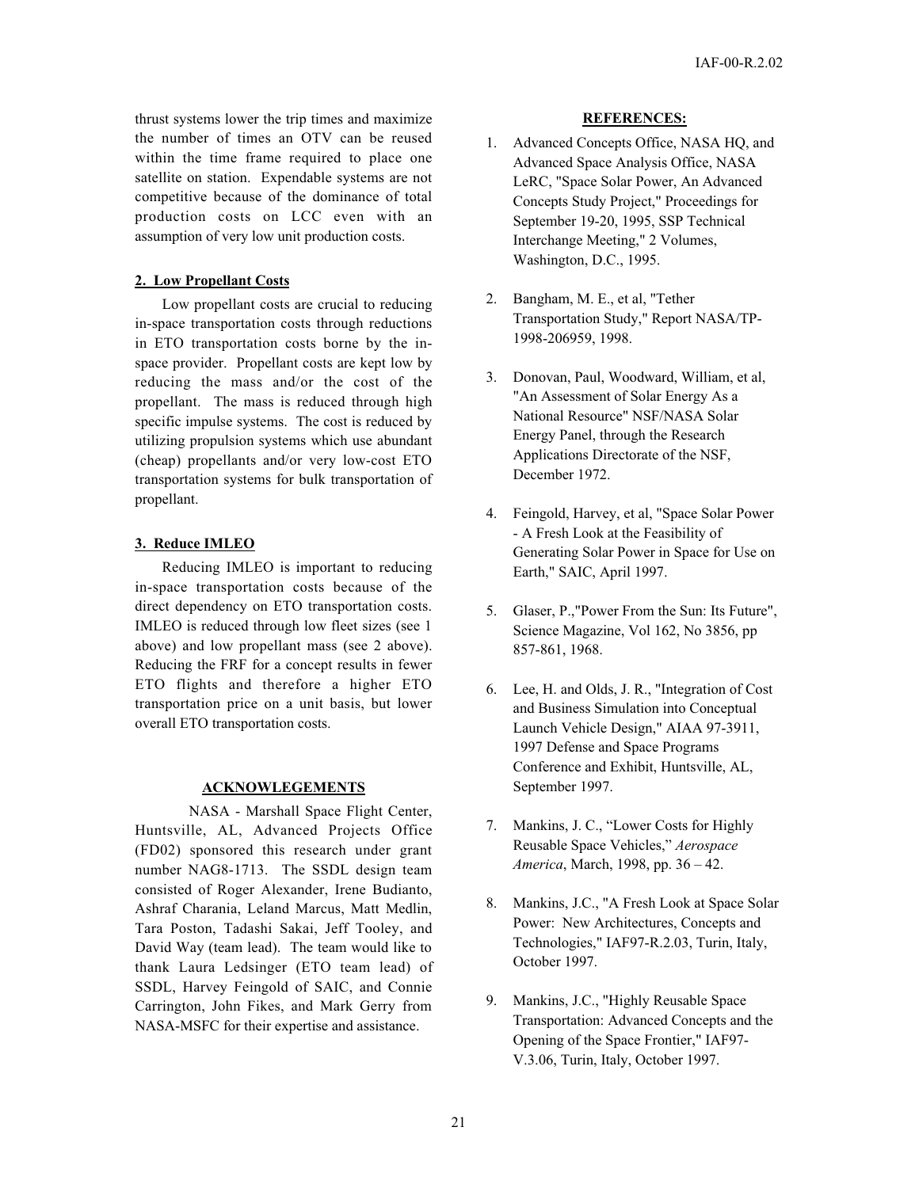thrust systems lower the trip times and maximize the number of times an OTV can be reused within the time frame required to place one satellite on station. Expendable systems are not competitive because of the dominance of total production costs on LCC even with an assumption of very low unit production costs.

**2. Low Propellant Costs**

Low propellant costs are crucial to reducing in-space transportation costs through reductions in ETO transportation costs borne by the in-space provider. Propellant costs are kept low by reducing the mass and/or the cost of the propellant. The mass is reduced through high specific impulse systems. The cost is reduced by utilizing propulsion systems which use abundant (cheap) propellants and/or very low-cost ETO transportation systems for bulk transportation of propellant.

**3. Reduce IMLEO**

Reducing IMLEO is important to reducing in-space transportation costs because of the direct dependency on ETO transportation costs. IMLEO is reduced through low fleet sizes (see 1 above) and low propellant mass (see 2 above). Reducing the FRF for a concept results in fewer ETO flights and therefore a higher ETO transportation price on a unit basis, but lower overall ETO transportation costs.

## ACKNOWLEGEMENTS

NASA - Marshall Space Flight Center, Huntsville, AL, Advanced Projects Office (FD02) sponsored this research under grant number NAG8-1713. The SSDL design team consisted of Roger Alexander, Irene Budianto, Ashraf Charania, Leland Marcus, Matt Medlin, Tara Poston, Tadashi Sakai, Jeff Tooley, and David Way (team lead). The team would like to thank Laura Ledsinger (ETO team lead) of SSDL, Harvey Feingold of SAIC, and Connie Carrington, John Fikes, and Mark Gerry from NASA-MSFC for their expertise and assistance.

## REFERENCES:

1. Advanced Concepts Office, NASA HQ, and Advanced Space Analysis Office, NASA LeRC, "Space Solar Power, An Advanced Concepts Study Project," Proceedings for September 19-20, 1995, SSP Technical Interchange Meeting," 2 Volumes, Washington, D.C., 1995.

2. Bangham, M. E., et al, "Tether Transportation Study," Report NASA/TP-1998-206959, 1998.

3. Donovan, Paul, Woodward, William, et al, "An Assessment of Solar Energy As a National Resource" NSF/NASA Solar Energy Panel, through the Research Applications Directorate of the NSF, December 1972.

4. Feingold, Harvey, et al, "Space Solar Power - A Fresh Look at the Feasibility of Generating Solar Power in Space for Use on Earth," SAIC, April 1997.

5. Glaser, P.,"Power From the Sun: Its Future", Science Magazine, Vol 162, No 3856, pp 857-861, 1968.

6. Lee, H. and Olds, J. R., "Integration of Cost and Business Simulation into Conceptual Launch Vehicle Design," AIAA 97-3911, 1997 Defense and Space Programs Conference and Exhibit, Huntsville, AL, September 1997.

7. Mankins, J. C., "Lower Costs for Highly Reusable Space Vehicles," *Aerospace America*, March, 1998, pp. 36 – 42.

8. Mankins, J.C., "A Fresh Look at Space Solar Power: New Architectures, Concepts and Technologies," IAF97-R.2.03, Turin, Italy, October 1997.

9. Mankins, J.C., "Highly Reusable Space Transportation: Advanced Concepts and the Opening of the Space Frontier," IAF97-V.3.06, Turin, Italy, October 1997.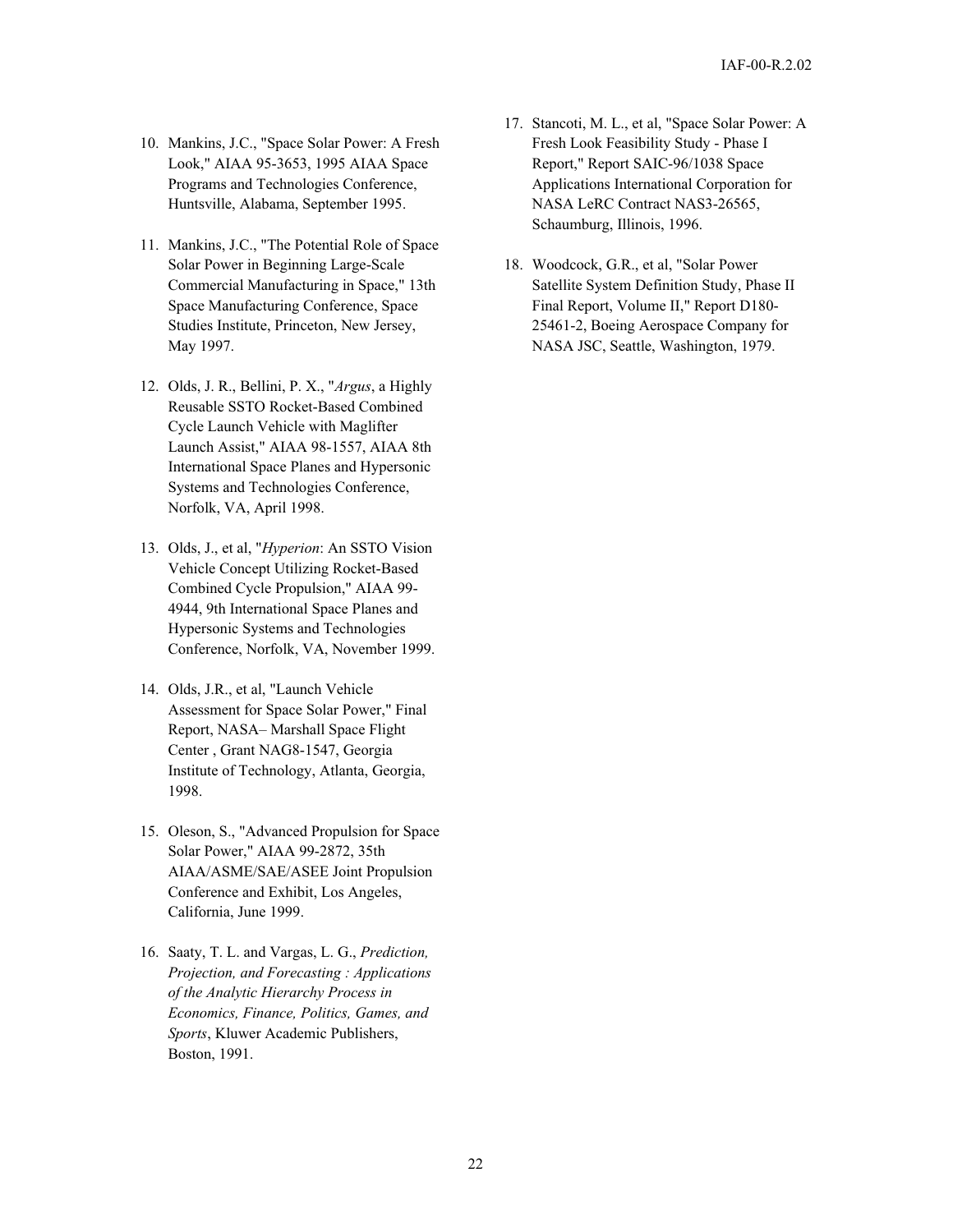10. Mankins, J.C., "Space Solar Power: A Fresh Look," AIAA 95-3653, 1995 AIAA Space Programs and Technologies Conference, Huntsville, Alabama, September 1995.

11. Mankins, J.C., "The Potential Role of Space Solar Power in Beginning Large-Scale Commercial Manufacturing in Space," 13th Space Manufacturing Conference, Space Studies Institute, Princeton, New Jersey, May 1997.

12. Olds, J. R., Bellini, P. X., "*Argus*, a Highly Reusable SSTO Rocket-Based Combined Cycle Launch Vehicle with Maglifter Launch Assist," AIAA 98-1557, AIAA 8th International Space Planes and Hypersonic Systems and Technologies Conference, Norfolk, VA, April 1998.

13. Olds, J., et al, "*Hyperion*: An SSTO Vision Vehicle Concept Utilizing Rocket-Based Combined Cycle Propulsion," AIAA 99-4944, 9th International Space Planes and Hypersonic Systems and Technologies Conference, Norfolk, VA, November 1999.

14. Olds, J.R., et al, "Launch Vehicle Assessment for Space Solar Power," Final Report, NASA– Marshall Space Flight Center , Grant NAG8-1547, Georgia Institute of Technology, Atlanta, Georgia, 1998.

15. Oleson, S., "Advanced Propulsion for Space Solar Power," AIAA 99-2872, 35th AIAA/ASME/SAE/ASEE Joint Propulsion Conference and Exhibit, Los Angeles, California, June 1999.

16. Saaty, T. L. and Vargas, L. G., *Prediction, Projection, and Forecasting : Applications of the Analytic Hierarchy Process in Economics, Finance, Politics, Games, and Sports*, Kluwer Academic Publishers, Boston, 1991.

17. Stancoti, M. L., et al, "Space Solar Power: A Fresh Look Feasibility Study - Phase I Report," Report SAIC-96/1038 Space Applications International Corporation for NASA LeRC Contract NAS3-26565, Schaumburg, Illinois, 1996.

18. Woodcock, G.R., et al, "Solar Power Satellite System Definition Study, Phase II Final Report, Volume II," Report D180-25461-2, Boeing Aerospace Company for NASA JSC, Seattle, Washington, 1979.